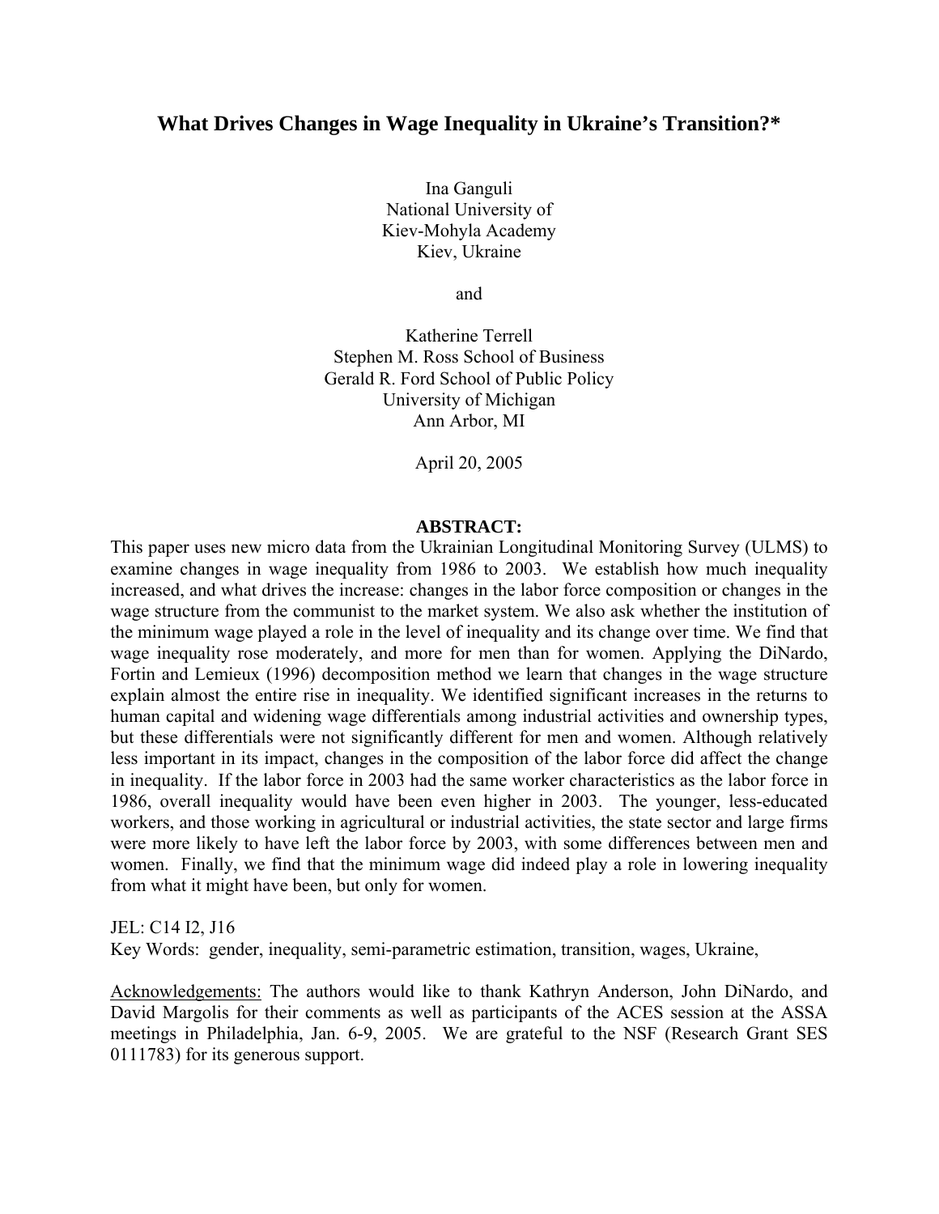# What Drives Changes in Wage Inequality in Ukraine's Transition?*

Ina Ganguli
National University of
Kiev-Mohyla Academy
Kiev, Ukraine

and

Katherine Terrell
Stephen M. Ross School of Business
Gerald R. Ford School of Public Policy
University of Michigan
Ann Arbor, MI

April 20, 2005

**ABSTRACT:**

This paper uses new micro data from the Ukrainian Longitudinal Monitoring Survey (ULMS) to examine changes in wage inequality from 1986 to 2003. We establish how much inequality increased, and what drives the increase: changes in the labor force composition or changes in the wage structure from the communist to the market system. We also ask whether the institution of the minimum wage played a role in the level of inequality and its change over time. We find that wage inequality rose moderately, and more for men than for women. Applying the DiNardo, Fortin and Lemieux (1996) decomposition method we learn that changes in the wage structure explain almost the entire rise in inequality. We identified significant increases in the returns to human capital and widening wage differentials among industrial activities and ownership types, but these differentials were not significantly different for men and women. Although relatively less important in its impact, changes in the composition of the labor force did affect the change in inequality. If the labor force in 2003 had the same worker characteristics as the labor force in 1986, overall inequality would have been even higher in 2003. The younger, less-educated workers, and those working in agricultural or industrial activities, the state sector and large firms were more likely to have left the labor force by 2003, with some differences between men and women. Finally, we find that the minimum wage did indeed play a role in lowering inequality from what it might have been, but only for women.

JEL: C14 I2, J16

Key Words: gender, inequality, semi-parametric estimation, transition, wages, Ukraine,

Acknowledgements: The authors would like to thank Kathryn Anderson, John DiNardo, and David Margolis for their comments as well as participants of the ACES session at the ASSA meetings in Philadelphia, Jan. 6-9, 2005. We are grateful to the NSF (Research Grant SES 0111783) for its generous support.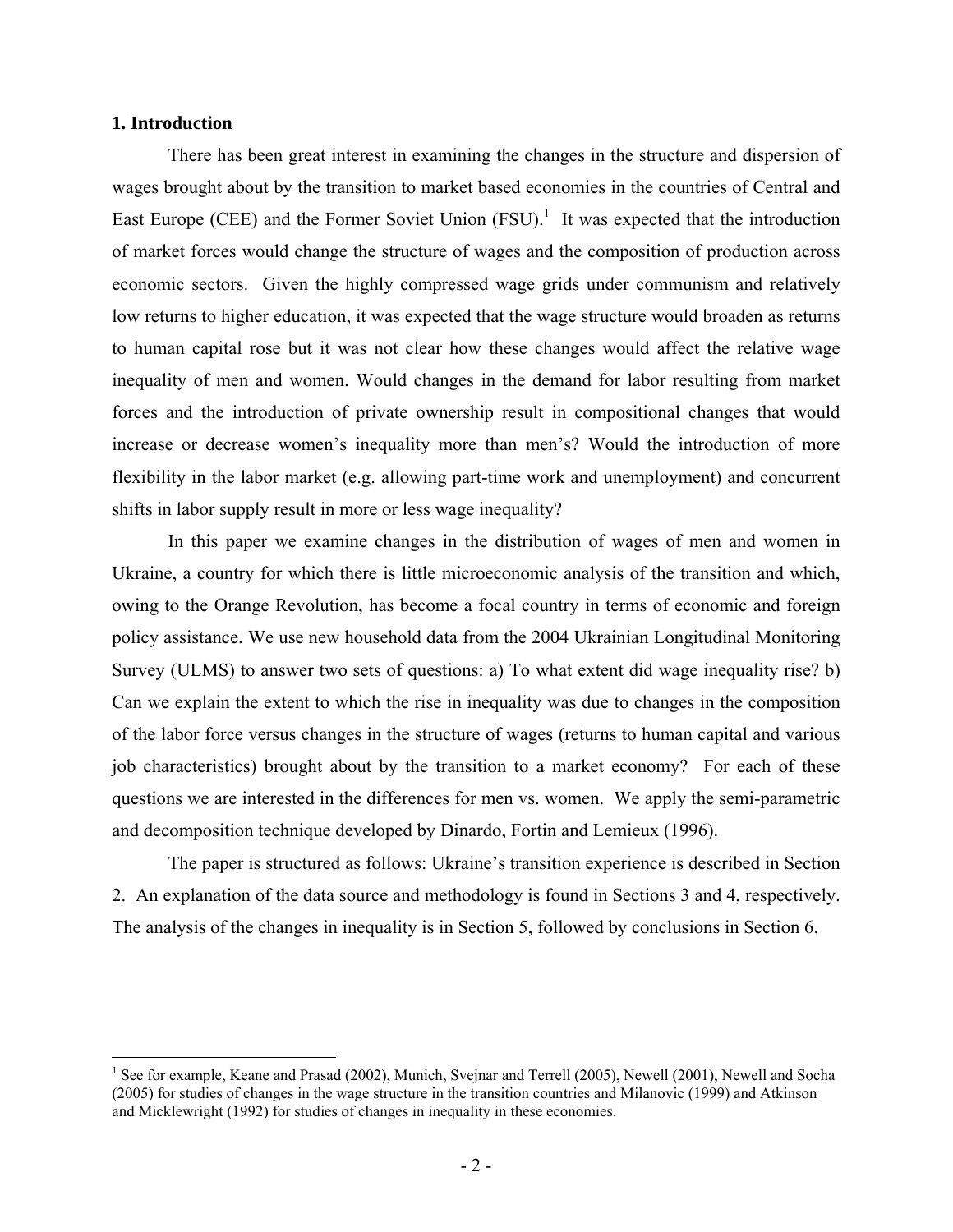## 1. Introduction

There has been great interest in examining the changes in the structure and dispersion of wages brought about by the transition to market based economies in the countries of Central and East Europe (CEE) and the Former Soviet Union (FSU).[1] It was expected that the introduction of market forces would change the structure of wages and the composition of production across economic sectors. Given the highly compressed wage grids under communism and relatively low returns to higher education, it was expected that the wage structure would broaden as returns to human capital rose but it was not clear how these changes would affect the relative wage inequality of men and women. Would changes in the demand for labor resulting from market forces and the introduction of private ownership result in compositional changes that would increase or decrease women's inequality more than men's? Would the introduction of more flexibility in the labor market (e.g. allowing part-time work and unemployment) and concurrent shifts in labor supply result in more or less wage inequality?

In this paper we examine changes in the distribution of wages of men and women in Ukraine, a country for which there is little microeconomic analysis of the transition and which, owing to the Orange Revolution, has become a focal country in terms of economic and foreign policy assistance. We use new household data from the 2004 Ukrainian Longitudinal Monitoring Survey (ULMS) to answer two sets of questions: a) To what extent did wage inequality rise? b) Can we explain the extent to which the rise in inequality was due to changes in the composition of the labor force versus changes in the structure of wages (returns to human capital and various job characteristics) brought about by the transition to a market economy? For each of these questions we are interested in the differences for men vs. women. We apply the semi-parametric and decomposition technique developed by Dinardo, Fortin and Lemieux (1996).

The paper is structured as follows: Ukraine's transition experience is described in Section 2. An explanation of the data source and methodology is found in Sections 3 and 4, respectively. The analysis of the changes in inequality is in Section 5, followed by conclusions in Section 6.

---

[1] See for example, Keane and Prasad (2002), Munich, Svejnar and Terrell (2005), Newell (2001), Newell and Socha (2005) for studies of changes in the wage structure in the transition countries and Milanovic (1999) and Atkinson and Micklewright (1992) for studies of changes in inequality in these economies.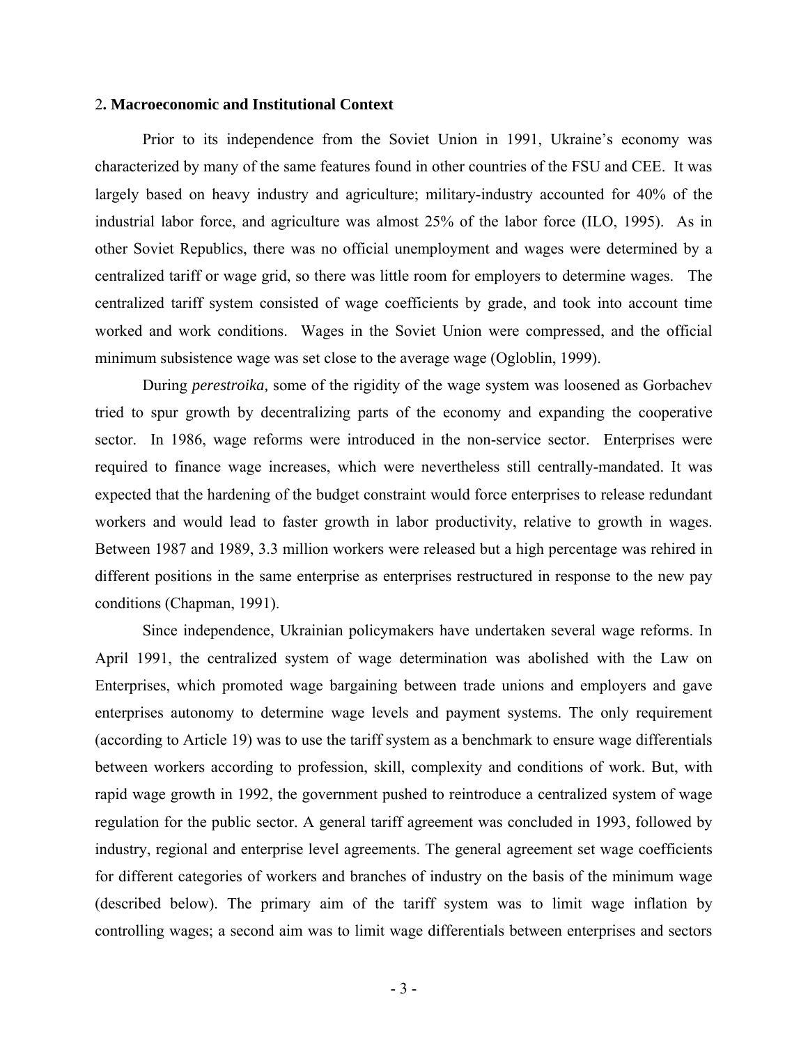## 2. Macroeconomic and Institutional Context

Prior to its independence from the Soviet Union in 1991, Ukraine's economy was characterized by many of the same features found in other countries of the FSU and CEE. It was largely based on heavy industry and agriculture; military-industry accounted for 40% of the industrial labor force, and agriculture was almost 25% of the labor force (ILO, 1995). As in other Soviet Republics, there was no official unemployment and wages were determined by a centralized tariff or wage grid, so there was little room for employers to determine wages. The centralized tariff system consisted of wage coefficients by grade, and took into account time worked and work conditions. Wages in the Soviet Union were compressed, and the official minimum subsistence wage was set close to the average wage (Ogloblin, 1999).

During *perestroika,* some of the rigidity of the wage system was loosened as Gorbachev tried to spur growth by decentralizing parts of the economy and expanding the cooperative sector. In 1986, wage reforms were introduced in the non-service sector. Enterprises were required to finance wage increases, which were nevertheless still centrally-mandated. It was expected that the hardening of the budget constraint would force enterprises to release redundant workers and would lead to faster growth in labor productivity, relative to growth in wages. Between 1987 and 1989, 3.3 million workers were released but a high percentage was rehired in different positions in the same enterprise as enterprises restructured in response to the new pay conditions (Chapman, 1991).

Since independence, Ukrainian policymakers have undertaken several wage reforms. In April 1991, the centralized system of wage determination was abolished with the Law on Enterprises, which promoted wage bargaining between trade unions and employers and gave enterprises autonomy to determine wage levels and payment systems. The only requirement (according to Article 19) was to use the tariff system as a benchmark to ensure wage differentials between workers according to profession, skill, complexity and conditions of work. But, with rapid wage growth in 1992, the government pushed to reintroduce a centralized system of wage regulation for the public sector. A general tariff agreement was concluded in 1993, followed by industry, regional and enterprise level agreements. The general agreement set wage coefficients for different categories of workers and branches of industry on the basis of the minimum wage (described below). The primary aim of the tariff system was to limit wage inflation by controlling wages; a second aim was to limit wage differentials between enterprises and sectors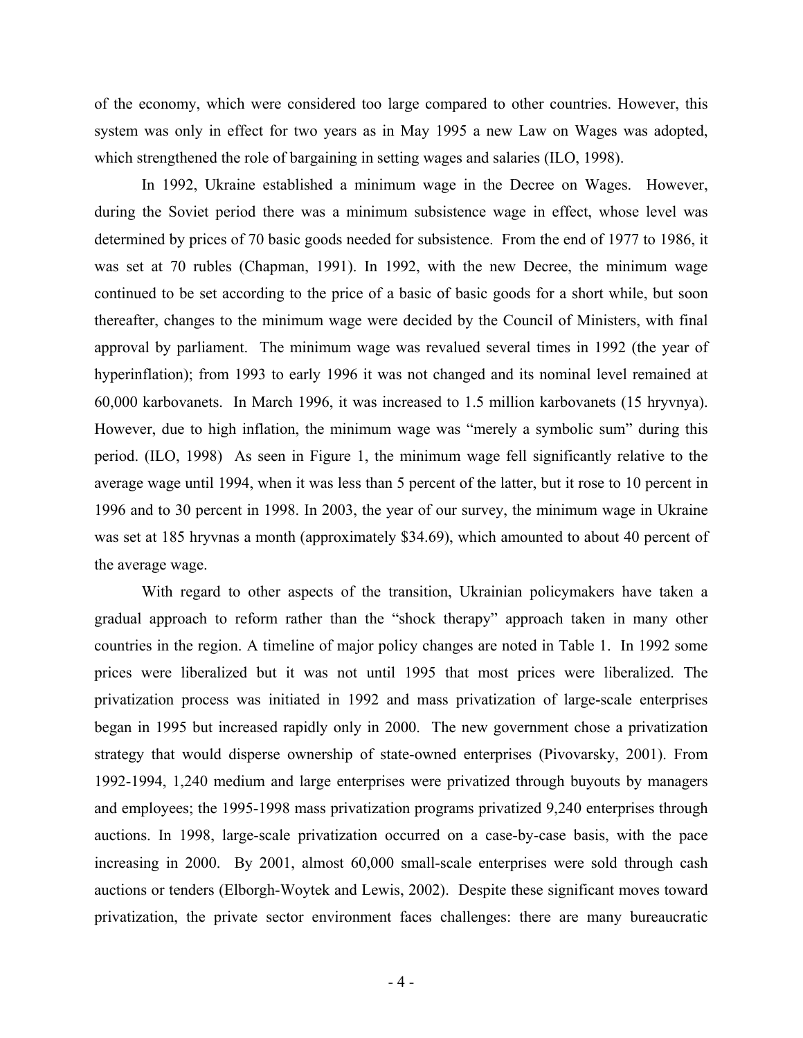of the economy, which were considered too large compared to other countries. However, this system was only in effect for two years as in May 1995 a new Law on Wages was adopted, which strengthened the role of bargaining in setting wages and salaries (ILO, 1998).

In 1992, Ukraine established a minimum wage in the Decree on Wages. However, during the Soviet period there was a minimum subsistence wage in effect, whose level was determined by prices of 70 basic goods needed for subsistence. From the end of 1977 to 1986, it was set at 70 rubles (Chapman, 1991). In 1992, with the new Decree, the minimum wage continued to be set according to the price of a basic of basic goods for a short while, but soon thereafter, changes to the minimum wage were decided by the Council of Ministers, with final approval by parliament. The minimum wage was revalued several times in 1992 (the year of hyperinflation); from 1993 to early 1996 it was not changed and its nominal level remained at 60,000 karbovanets. In March 1996, it was increased to 1.5 million karbovanets (15 hryvnya). However, due to high inflation, the minimum wage was "merely a symbolic sum" during this period. (ILO, 1998) As seen in Figure 1, the minimum wage fell significantly relative to the average wage until 1994, when it was less than 5 percent of the latter, but it rose to 10 percent in 1996 and to 30 percent in 1998. In 2003, the year of our survey, the minimum wage in Ukraine was set at 185 hryvnas a month (approximately $34.69), which amounted to about 40 percent of the average wage.

With regard to other aspects of the transition, Ukrainian policymakers have taken a gradual approach to reform rather than the "shock therapy" approach taken in many other countries in the region. A timeline of major policy changes are noted in Table 1. In 1992 some prices were liberalized but it was not until 1995 that most prices were liberalized. The privatization process was initiated in 1992 and mass privatization of large-scale enterprises began in 1995 but increased rapidly only in 2000. The new government chose a privatization strategy that would disperse ownership of state-owned enterprises (Pivovarsky, 2001). From 1992-1994, 1,240 medium and large enterprises were privatized through buyouts by managers and employees; the 1995-1998 mass privatization programs privatized 9,240 enterprises through auctions. In 1998, large-scale privatization occurred on a case-by-case basis, with the pace increasing in 2000. By 2001, almost 60,000 small-scale enterprises were sold through cash auctions or tenders (Elborgh-Woytek and Lewis, 2002). Despite these significant moves toward privatization, the private sector environment faces challenges: there are many bureaucratic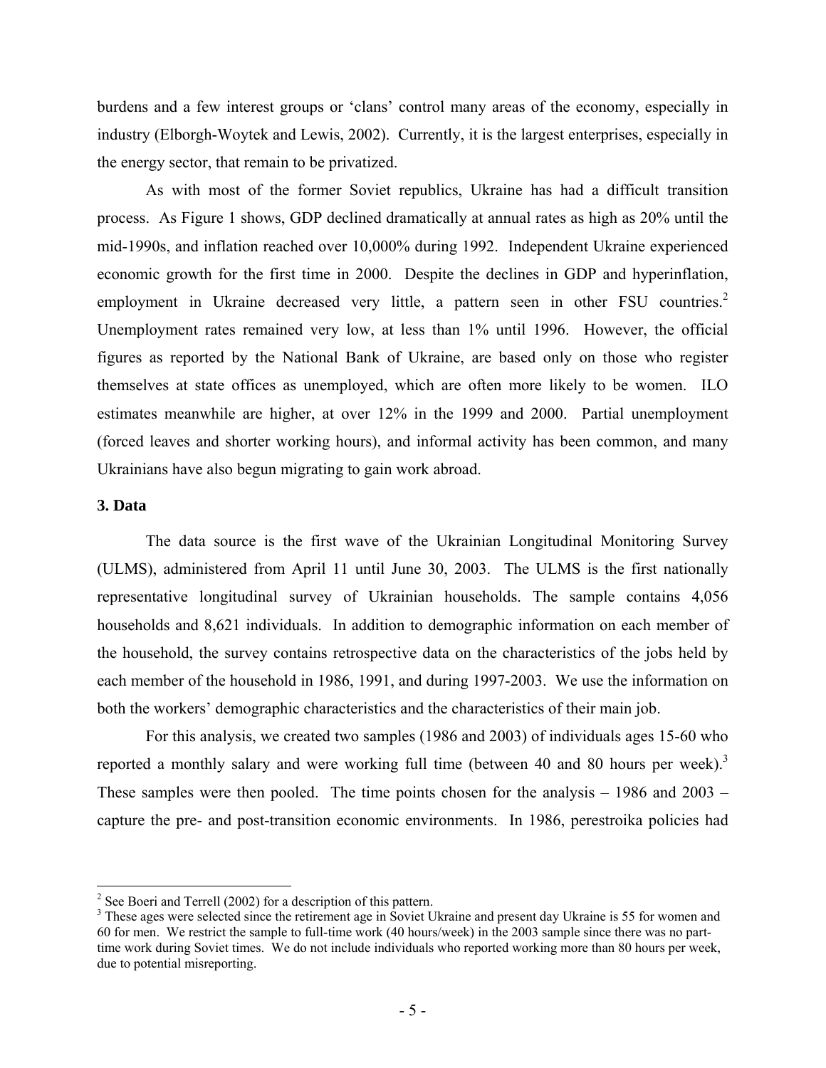burdens and a few interest groups or 'clans' control many areas of the economy, especially in industry (Elborgh-Woytek and Lewis, 2002). Currently, it is the largest enterprises, especially in the energy sector, that remain to be privatized.

As with most of the former Soviet republics, Ukraine has had a difficult transition process. As Figure 1 shows, GDP declined dramatically at annual rates as high as 20% until the mid-1990s, and inflation reached over 10,000% during 1992. Independent Ukraine experienced economic growth for the first time in 2000. Despite the declines in GDP and hyperinflation, employment in Ukraine decreased very little, a pattern seen in other FSU countries.[2] Unemployment rates remained very low, at less than 1% until 1996. However, the official figures as reported by the National Bank of Ukraine, are based only on those who register themselves at state offices as unemployed, which are often more likely to be women. ILO estimates meanwhile are higher, at over 12% in the 1999 and 2000. Partial unemployment (forced leaves and shorter working hours), and informal activity has been common, and many Ukrainians have also begun migrating to gain work abroad.

### 3. Data

The data source is the first wave of the Ukrainian Longitudinal Monitoring Survey (ULMS), administered from April 11 until June 30, 2003. The ULMS is the first nationally representative longitudinal survey of Ukrainian households. The sample contains 4,056 households and 8,621 individuals. In addition to demographic information on each member of the household, the survey contains retrospective data on the characteristics of the jobs held by each member of the household in 1986, 1991, and during 1997-2003. We use the information on both the workers' demographic characteristics and the characteristics of their main job.

For this analysis, we created two samples (1986 and 2003) of individuals ages 15-60 who reported a monthly salary and were working full time (between 40 and 80 hours per week).[3] These samples were then pooled. The time points chosen for the analysis – 1986 and 2003 – capture the pre- and post-transition economic environments. In 1986, perestroika policies had

---

[2] See Boeri and Terrell (2002) for a description of this pattern.

[3] These ages were selected since the retirement age in Soviet Ukraine and present day Ukraine is 55 for women and 60 for men. We restrict the sample to full-time work (40 hours/week) in the 2003 sample since there was no part-time work during Soviet times. We do not include individuals who reported working more than 80 hours per week, due to potential misreporting.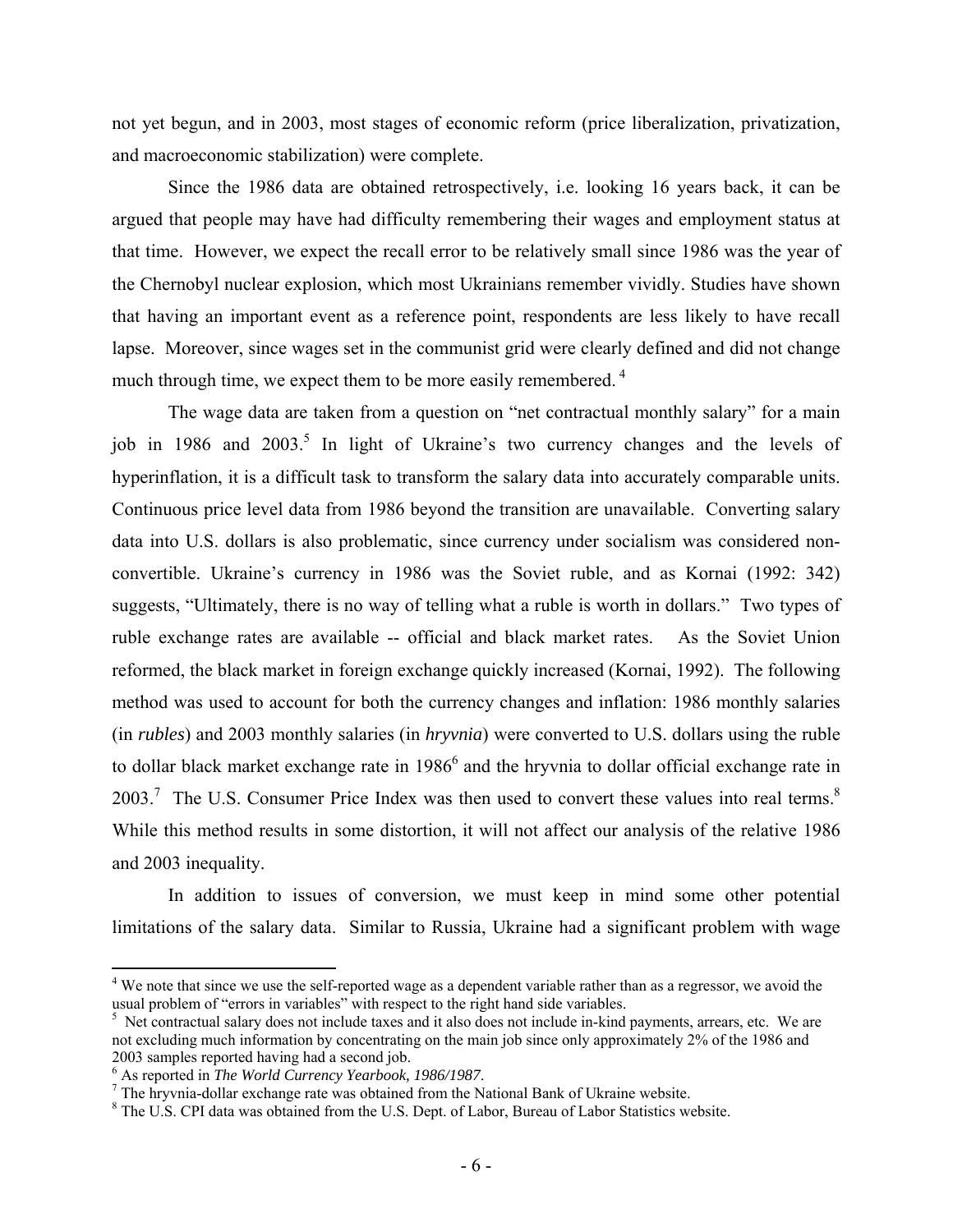not yet begun, and in 2003, most stages of economic reform (price liberalization, privatization, and macroeconomic stabilization) were complete.

Since the 1986 data are obtained retrospectively, i.e. looking 16 years back, it can be argued that people may have had difficulty remembering their wages and employment status at that time. However, we expect the recall error to be relatively small since 1986 was the year of the Chernobyl nuclear explosion, which most Ukrainians remember vividly. Studies have shown that having an important event as a reference point, respondents are less likely to have recall lapse. Moreover, since wages set in the communist grid were clearly defined and did not change much through time, we expect them to be more easily remembered.[4]

The wage data are taken from a question on "net contractual monthly salary" for a main job in 1986 and 2003.[5] In light of Ukraine's two currency changes and the levels of hyperinflation, it is a difficult task to transform the salary data into accurately comparable units. Continuous price level data from 1986 beyond the transition are unavailable. Converting salary data into U.S. dollars is also problematic, since currency under socialism was considered non-convertible. Ukraine's currency in 1986 was the Soviet ruble, and as Kornai (1992: 342) suggests, "Ultimately, there is no way of telling what a ruble is worth in dollars." Two types of ruble exchange rates are available -- official and black market rates. As the Soviet Union reformed, the black market in foreign exchange quickly increased (Kornai, 1992). The following method was used to account for both the currency changes and inflation: 1986 monthly salaries (in *rubles*) and 2003 monthly salaries (in *hryvnia*) were converted to U.S. dollars using the ruble to dollar black market exchange rate in 1986[6] and the hryvnia to dollar official exchange rate in 2003.[7] The U.S. Consumer Price Index was then used to convert these values into real terms.[8] While this method results in some distortion, it will not affect our analysis of the relative 1986 and 2003 inequality.

In addition to issues of conversion, we must keep in mind some other potential limitations of the salary data. Similar to Russia, Ukraine had a significant problem with wage

---

[4] We note that since we use the self-reported wage as a dependent variable rather than as a regressor, we avoid the usual problem of "errors in variables" with respect to the right hand side variables.

[5] Net contractual salary does not include taxes and it also does not include in-kind payments, arrears, etc. We are not excluding much information by concentrating on the main job since only approximately 2% of the 1986 and 2003 samples reported having had a second job.

[6] As reported in *The World Currency Yearbook, 1986/1987*.

[7] The hryvnia-dollar exchange rate was obtained from the National Bank of Ukraine website.

[8] The U.S. CPI data was obtained from the U.S. Dept. of Labor, Bureau of Labor Statistics website.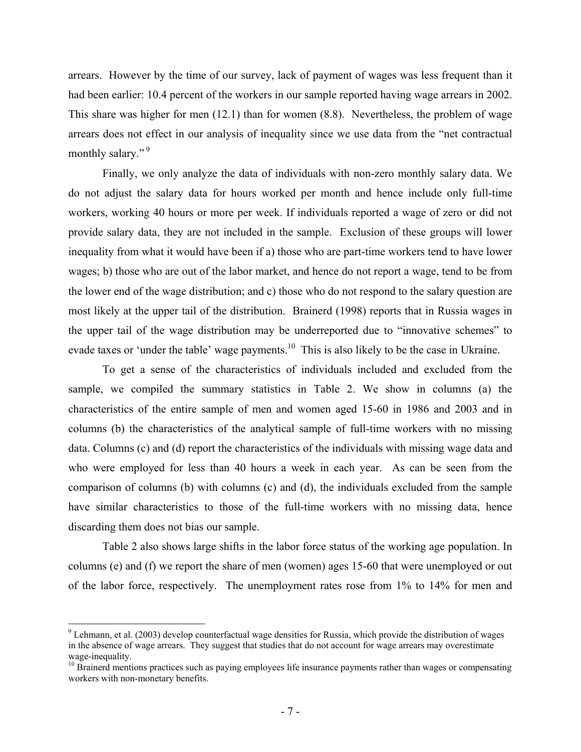arrears. However by the time of our survey, lack of payment of wages was less frequent than it had been earlier: 10.4 percent of the workers in our sample reported having wage arrears in 2002. This share was higher for men (12.1) than for women (8.8). Nevertheless, the problem of wage arrears does not effect in our analysis of inequality since we use data from the "net contractual monthly salary."[9]

Finally, we only analyze the data of individuals with non-zero monthly salary data. We do not adjust the salary data for hours worked per month and hence include only full-time workers, working 40 hours or more per week. If individuals reported a wage of zero or did not provide salary data, they are not included in the sample. Exclusion of these groups will lower inequality from what it would have been if a) those who are part-time workers tend to have lower wages; b) those who are out of the labor market, and hence do not report a wage, tend to be from the lower end of the wage distribution; and c) those who do not respond to the salary question are most likely at the upper tail of the distribution. Brainerd (1998) reports that in Russia wages in the upper tail of the wage distribution may be underreported due to "innovative schemes" to evade taxes or 'under the table' wage payments.[10] This is also likely to be the case in Ukraine.

To get a sense of the characteristics of individuals included and excluded from the sample, we compiled the summary statistics in Table 2. We show in columns (a) the characteristics of the entire sample of men and women aged 15-60 in 1986 and 2003 and in columns (b) the characteristics of the analytical sample of full-time workers with no missing data. Columns (c) and (d) report the characteristics of the individuals with missing wage data and who were employed for less than 40 hours a week in each year. As can be seen from the comparison of columns (b) with columns (c) and (d), the individuals excluded from the sample have similar characteristics to those of the full-time workers with no missing data, hence discarding them does not bias our sample.

Table 2 also shows large shifts in the labor force status of the working age population. In columns (e) and (f) we report the share of men (women) ages 15-60 that were unemployed or out of the labor force, respectively. The unemployment rates rose from 1% to 14% for men and

[9] Lehmann, et al. (2003) develop counterfactual wage densities for Russia, which provide the distribution of wages in the absence of wage arrears. They suggest that studies that do not account for wage arrears may overestimate wage-inequality.

[10] Brainerd mentions practices such as paying employees life insurance payments rather than wages or compensating workers with non-monetary benefits.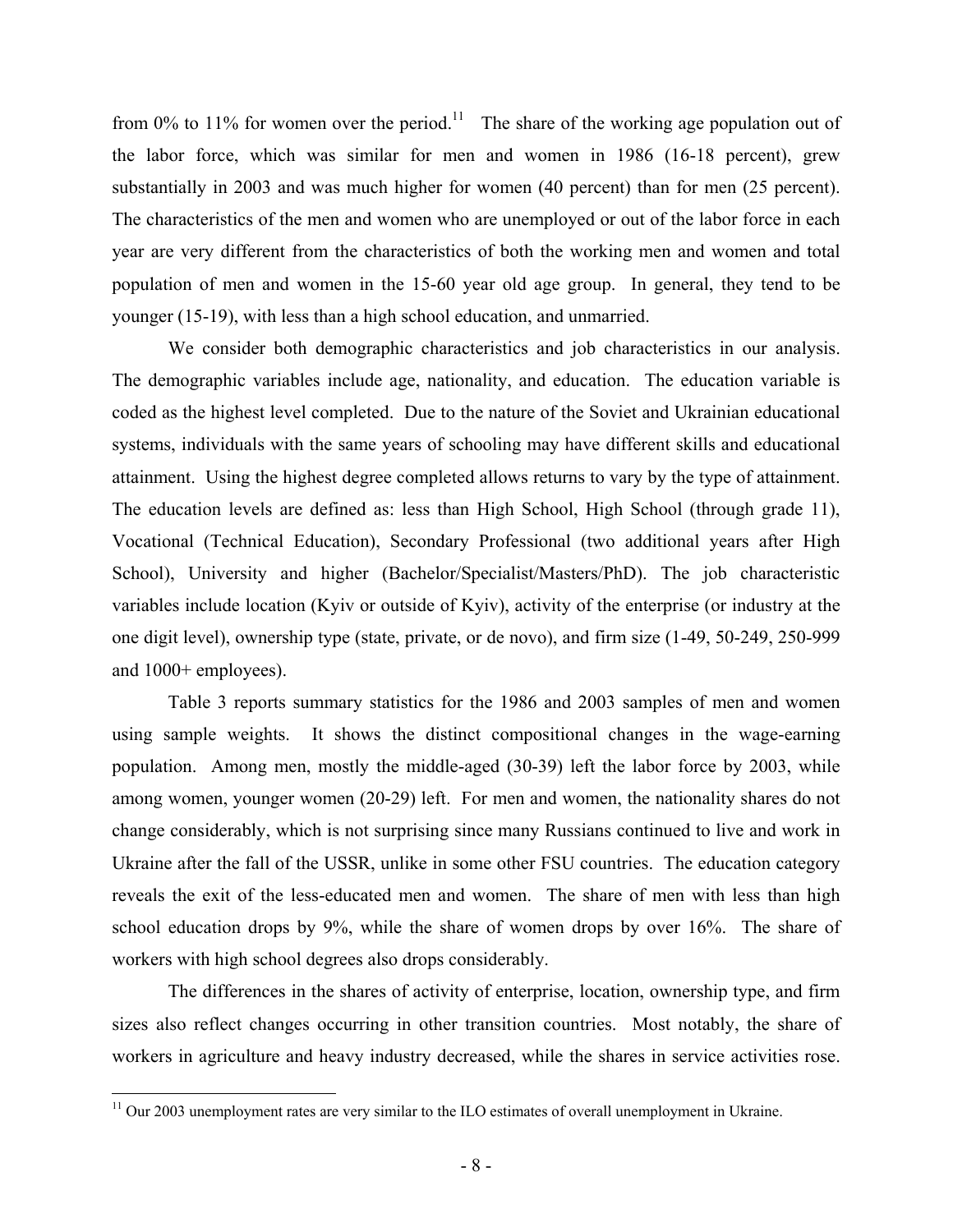from 0% to 11% for women over the period.[11] The share of the working age population out of the labor force, which was similar for men and women in 1986 (16-18 percent), grew substantially in 2003 and was much higher for women (40 percent) than for men (25 percent). The characteristics of the men and women who are unemployed or out of the labor force in each year are very different from the characteristics of both the working men and women and total population of men and women in the 15-60 year old age group. In general, they tend to be younger (15-19), with less than a high school education, and unmarried.

We consider both demographic characteristics and job characteristics in our analysis. The demographic variables include age, nationality, and education. The education variable is coded as the highest level completed. Due to the nature of the Soviet and Ukrainian educational systems, individuals with the same years of schooling may have different skills and educational attainment. Using the highest degree completed allows returns to vary by the type of attainment. The education levels are defined as: less than High School, High School (through grade 11), Vocational (Technical Education), Secondary Professional (two additional years after High School), University and higher (Bachelor/Specialist/Masters/PhD). The job characteristic variables include location (Kyiv or outside of Kyiv), activity of the enterprise (or industry at the one digit level), ownership type (state, private, or de novo), and firm size (1-49, 50-249, 250-999 and 1000+ employees).

Table 3 reports summary statistics for the 1986 and 2003 samples of men and women using sample weights. It shows the distinct compositional changes in the wage-earning population. Among men, mostly the middle-aged (30-39) left the labor force by 2003, while among women, younger women (20-29) left. For men and women, the nationality shares do not change considerably, which is not surprising since many Russians continued to live and work in Ukraine after the fall of the USSR, unlike in some other FSU countries. The education category reveals the exit of the less-educated men and women. The share of men with less than high school education drops by 9%, while the share of women drops by over 16%. The share of workers with high school degrees also drops considerably.

The differences in the shares of activity of enterprise, location, ownership type, and firm sizes also reflect changes occurring in other transition countries. Most notably, the share of workers in agriculture and heavy industry decreased, while the shares in service activities rose.

[11] Our 2003 unemployment rates are very similar to the ILO estimates of overall unemployment in Ukraine.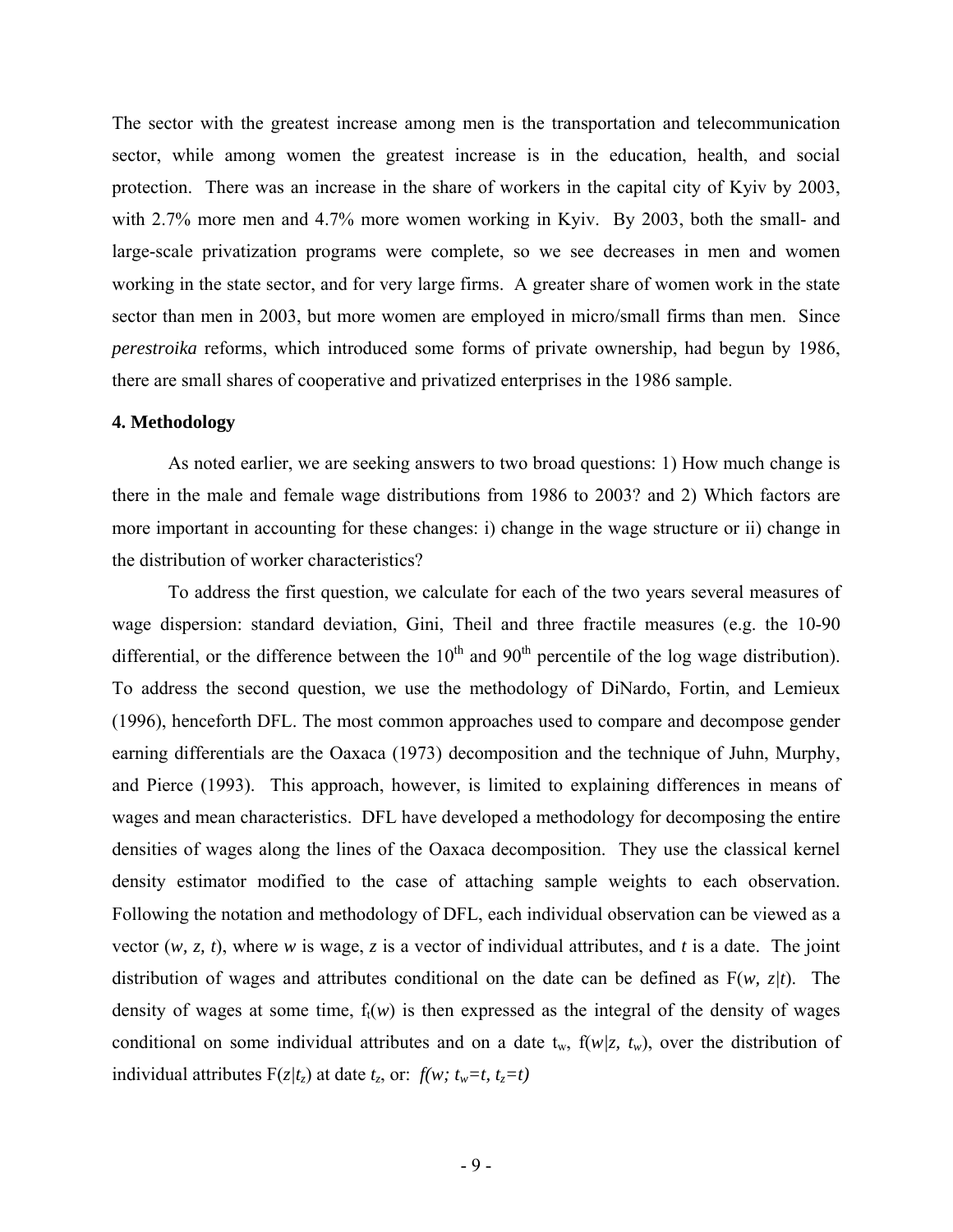The sector with the greatest increase among men is the transportation and telecommunication sector, while among women the greatest increase is in the education, health, and social protection. There was an increase in the share of workers in the capital city of Kyiv by 2003, with 2.7% more men and 4.7% more women working in Kyiv. By 2003, both the small- and large-scale privatization programs were complete, so we see decreases in men and women working in the state sector, and for very large firms. A greater share of women work in the state sector than men in 2003, but more women are employed in micro/small firms than men. Since *perestroika* reforms, which introduced some forms of private ownership, had begun by 1986, there are small shares of cooperative and privatized enterprises in the 1986 sample.

## 4. Methodology

As noted earlier, we are seeking answers to two broad questions: 1) How much change is there in the male and female wage distributions from 1986 to 2003? and 2) Which factors are more important in accounting for these changes: i) change in the wage structure or ii) change in the distribution of worker characteristics?

To address the first question, we calculate for each of the two years several measures of wage dispersion: standard deviation, Gini, Theil and three fractile measures (e.g. the 10-90 differential, or the difference between the $10^{th}$ and $90^{th}$ percentile of the log wage distribution). To address the second question, we use the methodology of DiNardo, Fortin, and Lemieux (1996), henceforth DFL. The most common approaches used to compare and decompose gender earning differentials are the Oaxaca (1973) decomposition and the technique of Juhn, Murphy, and Pierce (1993). This approach, however, is limited to explaining differences in means of wages and mean characteristics. DFL have developed a methodology for decomposing the entire densities of wages along the lines of the Oaxaca decomposition. They use the classical kernel density estimator modified to the case of attaching sample weights to each observation. Following the notation and methodology of DFL, each individual observation can be viewed as a vector $(w, z, t)$, where $w$ is wage, $z$ is a vector of individual attributes, and $t$ is a date. The joint distribution of wages and attributes conditional on the date can be defined as $F(w, z|t)$. The density of wages at some time, $f_t(w)$ is then expressed as the integral of the density of wages conditional on some individual attributes and on a date $t_w$, $f(w|z, t_w)$, over the distribution of individual attributes $F(z|t_z)$ at date $t_z$, or: $f(w; t_w\!=\!t, t_z\!=\!t)$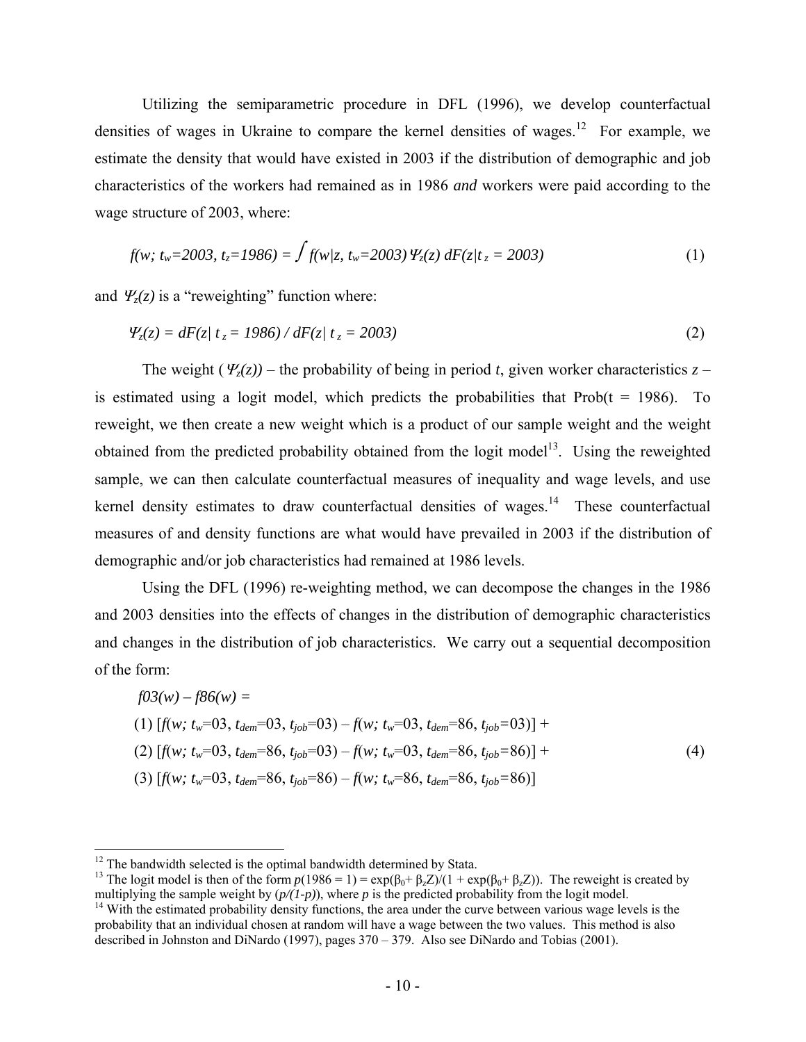Utilizing the semiparametric procedure in DFL (1996), we develop counterfactual densities of wages in Ukraine to compare the kernel densities of wages.[12] For example, we estimate the density that would have existed in 2003 if the distribution of demographic and job characteristics of the workers had remained as in 1986 *and* workers were paid according to the wage structure of 2003, where:

$$f(w;\, t_w\!=\!2003,\, t_z\!=\!1986) = \int f(w|z,\, t_w\!=\!2003)\, \Psi_z(z)\, dF(z|t_z = 2003) \tag{1}$$

and $\Psi_z(z)$ is a "reweighting" function where:

$$\Psi_z(z) = dF(z|\, t_z = 1986) \,/\, dF(z|\, t_z = 2003) \tag{2}$$

The weight ($\Psi_z(z)$) – the probability of being in period $t$, given worker characteristics $z$ – is estimated using a logit model, which predicts the probabilities that Prob(t = 1986). To reweight, we then create a new weight which is a product of our sample weight and the weight obtained from the predicted probability obtained from the logit model[13]. Using the reweighted sample, we can then calculate counterfactual measures of inequality and wage levels, and use kernel density estimates to draw counterfactual densities of wages.[14] These counterfactual measures of and density functions are what would have prevailed in 2003 if the distribution of demographic and/or job characteristics had remained at 1986 levels.

Using the DFL (1996) re-weighting method, we can decompose the changes in the 1986 and 2003 densities into the effects of changes in the distribution of demographic characteristics and changes in the distribution of job characteristics. We carry out a sequential decomposition of the form:

$$
\begin{aligned}
& f03(w) - f86(w) = \\
& (1)\ [f(w;\, t_w\!=\!03,\, t_{dem}\!=\!03,\, t_{job}\!=\!03) - f(w;\, t_w\!=\!03,\, t_{dem}\!=\!86,\, t_{job}\!=\!03)] + \\
& (2)\ [f(w;\, t_w\!=\!03,\, t_{dem}\!=\!86,\, t_{job}\!=\!03) - f(w;\, t_w\!=\!03,\, t_{dem}\!=\!86,\, t_{job}\!=\!86)] + \\
& (3)\ [f(w;\, t_w\!=\!03,\, t_{dem}\!=\!86,\, t_{job}\!=\!86) - f(w;\, t_w\!=\!86,\, t_{dem}\!=\!86,\, t_{job}\!=\!86)]
\end{aligned}
\tag{4}
$$

---

[12] The bandwidth selected is the optimal bandwidth determined by Stata.

[13] The logit model is then of the form $p(1986 = 1) = \exp(\beta_0 + \beta_z Z)/(1 + \exp(\beta_0 + \beta_z Z))$. The reweight is created by multiplying the sample weight by $(p/(1-p))$, where $p$ is the predicted probability from the logit model.

[14] With the estimated probability density functions, the area under the curve between various wage levels is the probability that an individual chosen at random will have a wage between the two values. This method is also described in Johnston and DiNardo (1997), pages 370 – 379. Also see DiNardo and Tobias (2001).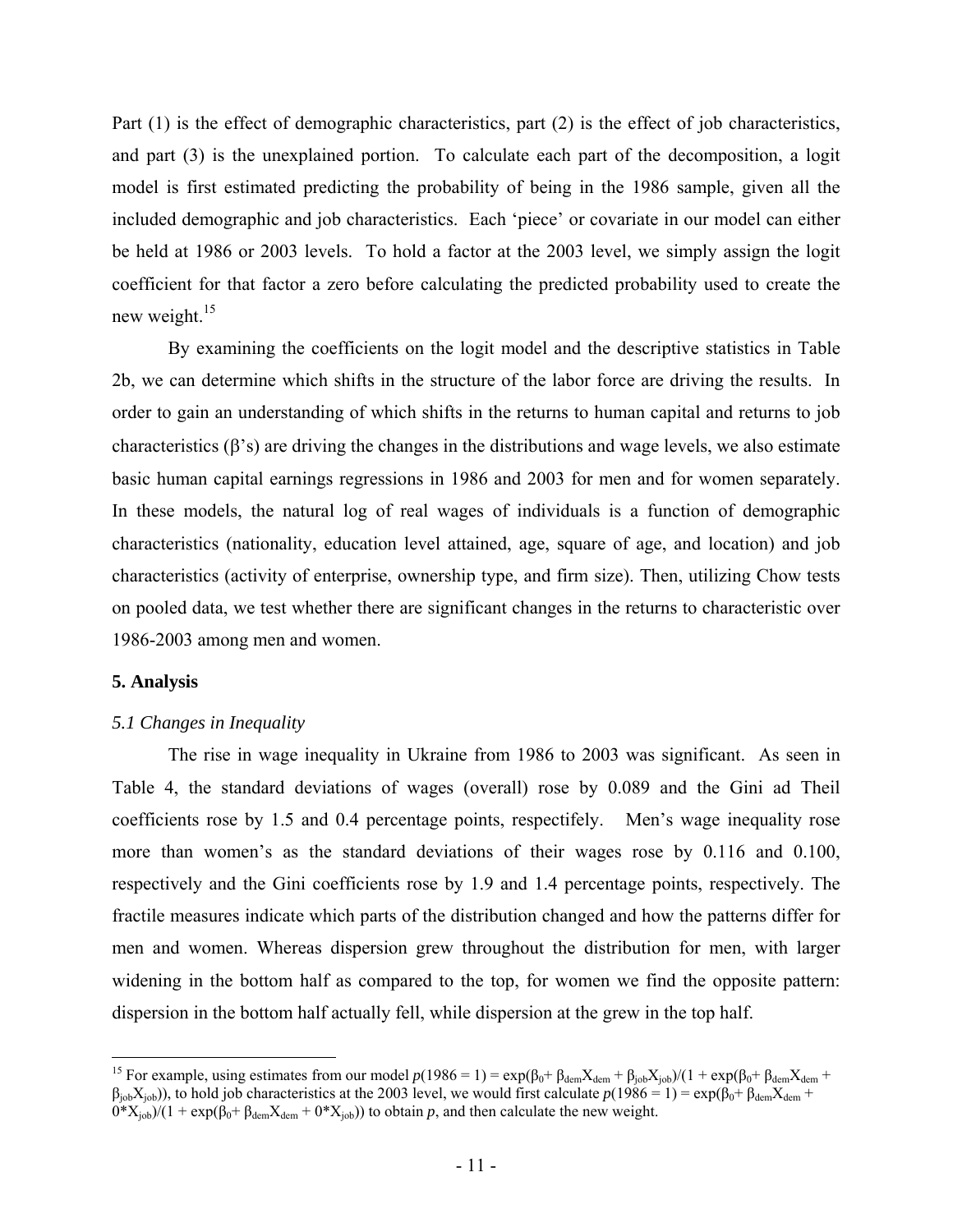Part (1) is the effect of demographic characteristics, part (2) is the effect of job characteristics, and part (3) is the unexplained portion. To calculate each part of the decomposition, a logit model is first estimated predicting the probability of being in the 1986 sample, given all the included demographic and job characteristics. Each 'piece' or covariate in our model can either be held at 1986 or 2003 levels. To hold a factor at the 2003 level, we simply assign the logit coefficient for that factor a zero before calculating the predicted probability used to create the new weight.[15]

By examining the coefficients on the logit model and the descriptive statistics in Table 2b, we can determine which shifts in the structure of the labor force are driving the results. In order to gain an understanding of which shifts in the returns to human capital and returns to job characteristics ($\beta$'s) are driving the changes in the distributions and wage levels, we also estimate basic human capital earnings regressions in 1986 and 2003 for men and for women separately. In these models, the natural log of real wages of individuals is a function of demographic characteristics (nationality, education level attained, age, square of age, and location) and job characteristics (activity of enterprise, ownership type, and firm size). Then, utilizing Chow tests on pooled data, we test whether there are significant changes in the returns to characteristic over 1986-2003 among men and women.

## 5. Analysis

### *5.1 Changes in Inequality*

The rise in wage inequality in Ukraine from 1986 to 2003 was significant. As seen in Table 4, the standard deviations of wages (overall) rose by 0.089 and the Gini ad Theil coefficients rose by 1.5 and 0.4 percentage points, respectifely. Men's wage inequality rose more than women's as the standard deviations of their wages rose by 0.116 and 0.100, respectively and the Gini coefficients rose by 1.9 and 1.4 percentage points, respectively. The fractile measures indicate which parts of the distribution changed and how the patterns differ for men and women. Whereas dispersion grew throughout the distribution for men, with larger widening in the bottom half as compared to the top, for women we find the opposite pattern: dispersion in the bottom half actually fell, while dispersion at the grew in the top half.

---

[15] For example, using estimates from our model $p(1986 = 1) = \exp(\beta_0 + \beta_{dem}X_{dem} + \beta_{job}X_{job})/(1 + \exp(\beta_0 + \beta_{dem}X_{dem} + \beta_{job}X_{job}))$, to hold job characteristics at the 2003 level, we would first calculate $p(1986 = 1) = \exp(\beta_0 + \beta_{dem}X_{dem} + 0{*}X_{job})/(1 + \exp(\beta_0 + \beta_{dem}X_{dem} + 0{*}X_{job}))$ to obtain $p$, and then calculate the new weight.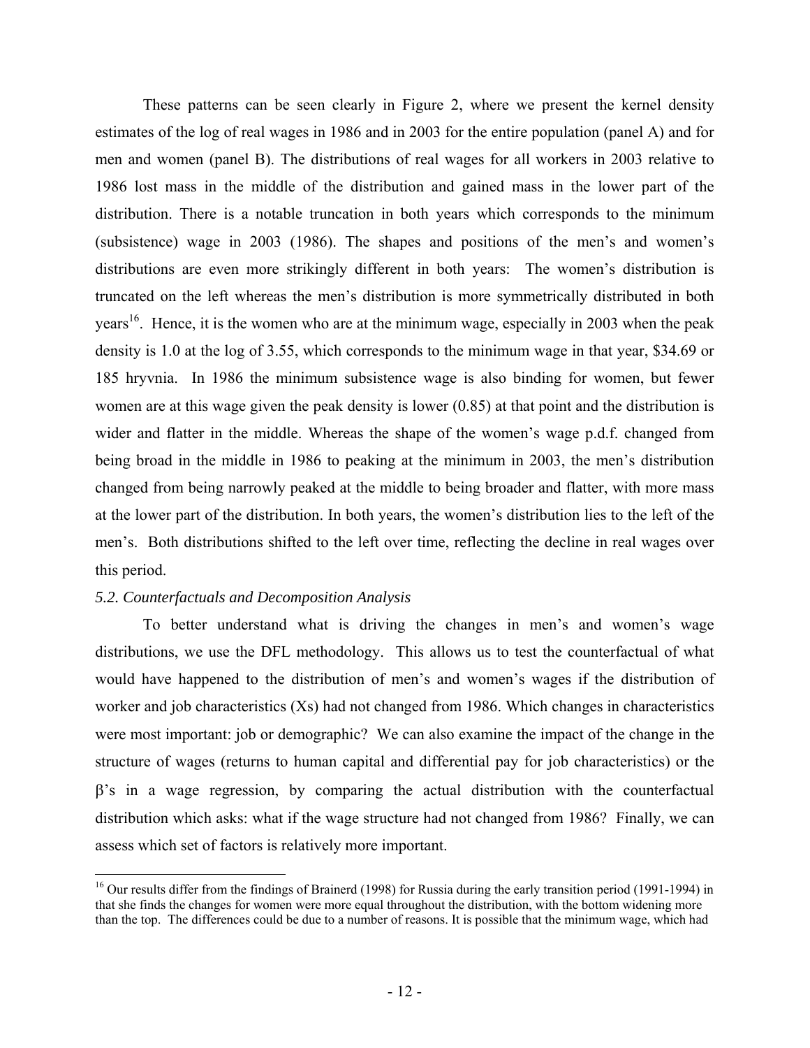These patterns can be seen clearly in Figure 2, where we present the kernel density estimates of the log of real wages in 1986 and in 2003 for the entire population (panel A) and for men and women (panel B). The distributions of real wages for all workers in 2003 relative to 1986 lost mass in the middle of the distribution and gained mass in the lower part of the distribution. There is a notable truncation in both years which corresponds to the minimum (subsistence) wage in 2003 (1986). The shapes and positions of the men's and women's distributions are even more strikingly different in both years: The women's distribution is truncated on the left whereas the men's distribution is more symmetrically distributed in both years[16]. Hence, it is the women who are at the minimum wage, especially in 2003 when the peak density is 1.0 at the log of 3.55, which corresponds to the minimum wage in that year, \$34.69 or 185 hryvnia. In 1986 the minimum subsistence wage is also binding for women, but fewer women are at this wage given the peak density is lower (0.85) at that point and the distribution is wider and flatter in the middle. Whereas the shape of the women's wage p.d.f. changed from being broad in the middle in 1986 to peaking at the minimum in 2003, the men's distribution changed from being narrowly peaked at the middle to being broader and flatter, with more mass at the lower part of the distribution. In both years, the women's distribution lies to the left of the men's. Both distributions shifted to the left over time, reflecting the decline in real wages over this period.

### *5.2. Counterfactuals and Decomposition Analysis*

To better understand what is driving the changes in men's and women's wage distributions, we use the DFL methodology. This allows us to test the counterfactual of what would have happened to the distribution of men's and women's wages if the distribution of worker and job characteristics (Xs) had not changed from 1986. Which changes in characteristics were most important: job or demographic? We can also examine the impact of the change in the structure of wages (returns to human capital and differential pay for job characteristics) or the $\beta$'s in a wage regression, by comparing the actual distribution with the counterfactual distribution which asks: what if the wage structure had not changed from 1986? Finally, we can assess which set of factors is relatively more important.

---

[16] Our results differ from the findings of Brainerd (1998) for Russia during the early transition period (1991-1994) in that she finds the changes for women were more equal throughout the distribution, with the bottom widening more than the top. The differences could be due to a number of reasons. It is possible that the minimum wage, which had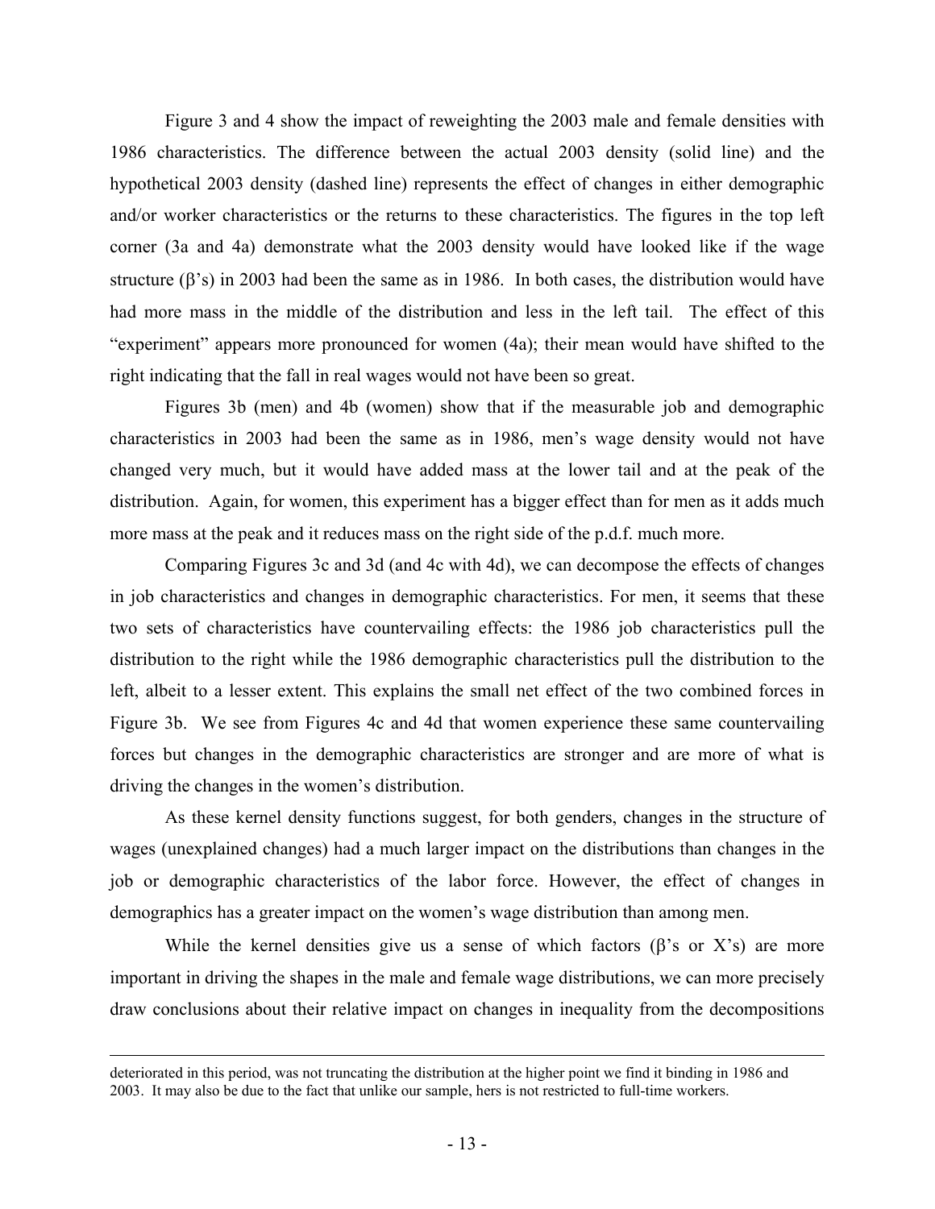Figure 3 and 4 show the impact of reweighting the 2003 male and female densities with 1986 characteristics. The difference between the actual 2003 density (solid line) and the hypothetical 2003 density (dashed line) represents the effect of changes in either demographic and/or worker characteristics or the returns to these characteristics. The figures in the top left corner (3a and 4a) demonstrate what the 2003 density would have looked like if the wage structure ($\beta$'s) in 2003 had been the same as in 1986. In both cases, the distribution would have had more mass in the middle of the distribution and less in the left tail. The effect of this "experiment" appears more pronounced for women (4a); their mean would have shifted to the right indicating that the fall in real wages would not have been so great.

Figures 3b (men) and 4b (women) show that if the measurable job and demographic characteristics in 2003 had been the same as in 1986, men's wage density would not have changed very much, but it would have added mass at the lower tail and at the peak of the distribution. Again, for women, this experiment has a bigger effect than for men as it adds much more mass at the peak and it reduces mass on the right side of the p.d.f. much more.

Comparing Figures 3c and 3d (and 4c with 4d), we can decompose the effects of changes in job characteristics and changes in demographic characteristics. For men, it seems that these two sets of characteristics have countervailing effects: the 1986 job characteristics pull the distribution to the right while the 1986 demographic characteristics pull the distribution to the left, albeit to a lesser extent. This explains the small net effect of the two combined forces in Figure 3b. We see from Figures 4c and 4d that women experience these same countervailing forces but changes in the demographic characteristics are stronger and are more of what is driving the changes in the women's distribution.

As these kernel density functions suggest, for both genders, changes in the structure of wages (unexplained changes) had a much larger impact on the distributions than changes in the job or demographic characteristics of the labor force. However, the effect of changes in demographics has a greater impact on the women's wage distribution than among men.

While the kernel densities give us a sense of which factors ($\beta$'s or X's) are more important in driving the shapes in the male and female wage distributions, we can more precisely draw conclusions about their relative impact on changes in inequality from the decompositions

---

deteriorated in this period, was not truncating the distribution at the higher point we find it binding in 1986 and 2003. It may also be due to the fact that unlike our sample, hers is not restricted to full-time workers.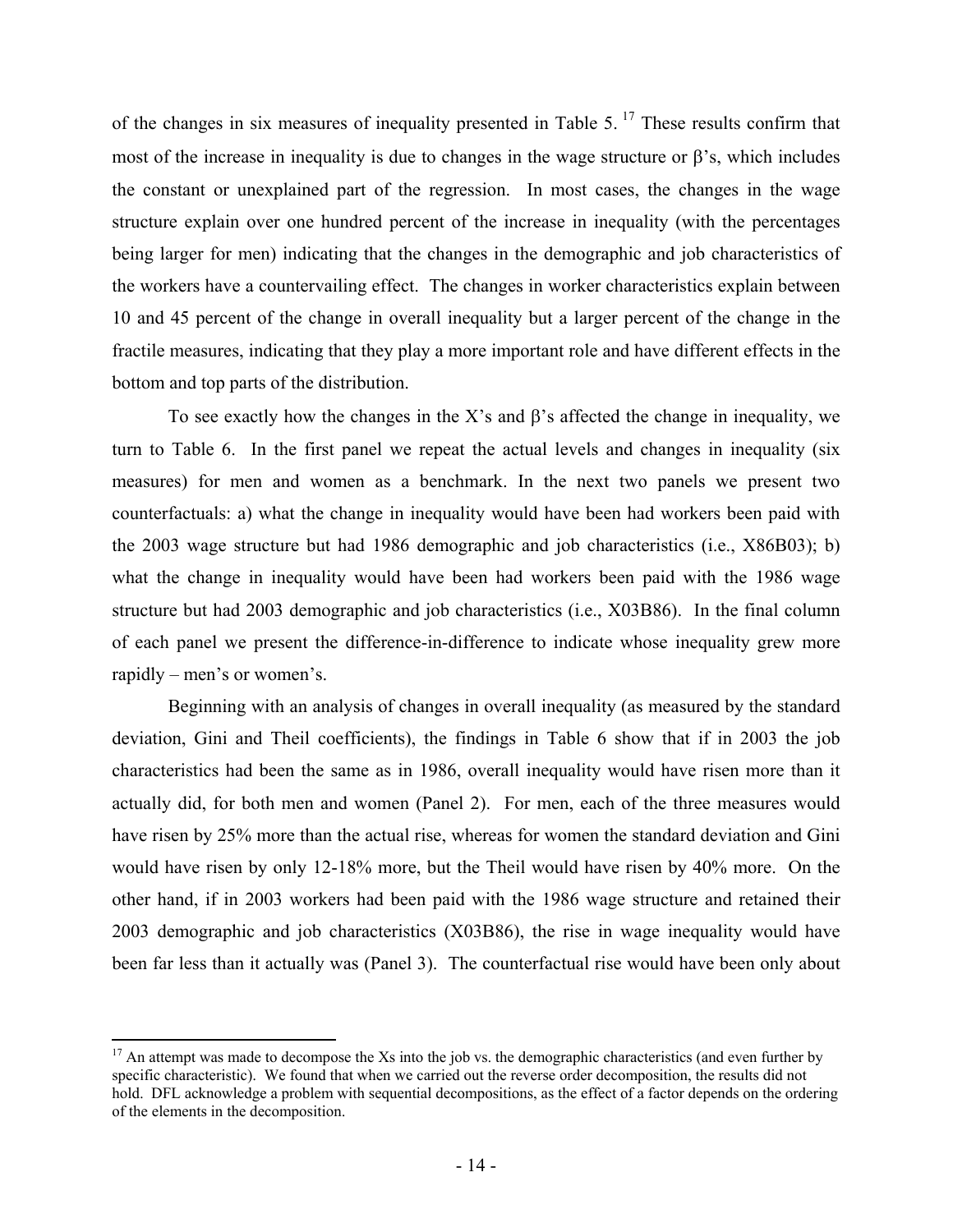of the changes in six measures of inequality presented in Table 5.[17] These results confirm that most of the increase in inequality is due to changes in the wage structure or β's, which includes the constant or unexplained part of the regression. In most cases, the changes in the wage structure explain over one hundred percent of the increase in inequality (with the percentages being larger for men) indicating that the changes in the demographic and job characteristics of the workers have a countervailing effect. The changes in worker characteristics explain between 10 and 45 percent of the change in overall inequality but a larger percent of the change in the fractile measures, indicating that they play a more important role and have different effects in the bottom and top parts of the distribution.

To see exactly how the changes in the X's and β's affected the change in inequality, we turn to Table 6. In the first panel we repeat the actual levels and changes in inequality (six measures) for men and women as a benchmark. In the next two panels we present two counterfactuals: a) what the change in inequality would have been had workers been paid with the 2003 wage structure but had 1986 demographic and job characteristics (i.e., X86B03); b) what the change in inequality would have been had workers been paid with the 1986 wage structure but had 2003 demographic and job characteristics (i.e., X03B86). In the final column of each panel we present the difference-in-difference to indicate whose inequality grew more rapidly – men's or women's.

Beginning with an analysis of changes in overall inequality (as measured by the standard deviation, Gini and Theil coefficients), the findings in Table 6 show that if in 2003 the job characteristics had been the same as in 1986, overall inequality would have risen more than it actually did, for both men and women (Panel 2). For men, each of the three measures would have risen by 25% more than the actual rise, whereas for women the standard deviation and Gini would have risen by only 12-18% more, but the Theil would have risen by 40% more. On the other hand, if in 2003 workers had been paid with the 1986 wage structure and retained their 2003 demographic and job characteristics (X03B86), the rise in wage inequality would have been far less than it actually was (Panel 3). The counterfactual rise would have been only about

[17] An attempt was made to decompose the Xs into the job vs. the demographic characteristics (and even further by specific characteristic). We found that when we carried out the reverse order decomposition, the results did not hold. DFL acknowledge a problem with sequential decompositions, as the effect of a factor depends on the ordering of the elements in the decomposition.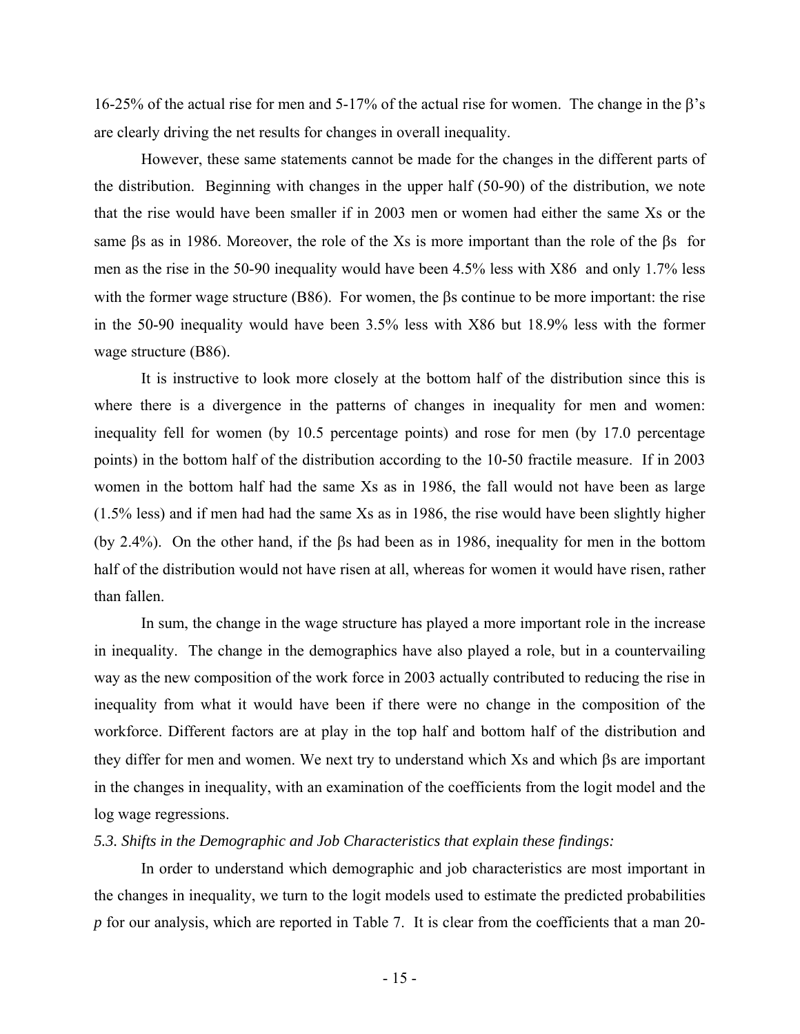16-25% of the actual rise for men and 5-17% of the actual rise for women. The change in the β's are clearly driving the net results for changes in overall inequality.

However, these same statements cannot be made for the changes in the different parts of the distribution. Beginning with changes in the upper half (50-90) of the distribution, we note that the rise would have been smaller if in 2003 men or women had either the same Xs or the same βs as in 1986. Moreover, the role of the Xs is more important than the role of the βs for men as the rise in the 50-90 inequality would have been 4.5% less with X86 and only 1.7% less with the former wage structure (B86). For women, the βs continue to be more important: the rise in the 50-90 inequality would have been 3.5% less with X86 but 18.9% less with the former wage structure (B86).

It is instructive to look more closely at the bottom half of the distribution since this is where there is a divergence in the patterns of changes in inequality for men and women: inequality fell for women (by 10.5 percentage points) and rose for men (by 17.0 percentage points) in the bottom half of the distribution according to the 10-50 fractile measure. If in 2003 women in the bottom half had the same Xs as in 1986, the fall would not have been as large (1.5% less) and if men had had the same Xs as in 1986, the rise would have been slightly higher (by 2.4%). On the other hand, if the βs had been as in 1986, inequality for men in the bottom half of the distribution would not have risen at all, whereas for women it would have risen, rather than fallen.

In sum, the change in the wage structure has played a more important role in the increase in inequality. The change in the demographics have also played a role, but in a countervailing way as the new composition of the work force in 2003 actually contributed to reducing the rise in inequality from what it would have been if there were no change in the composition of the workforce. Different factors are at play in the top half and bottom half of the distribution and they differ for men and women. We next try to understand which Xs and which βs are important in the changes in inequality, with an examination of the coefficients from the logit model and the log wage regressions.

### *5.3. Shifts in the Demographic and Job Characteristics that explain these findings:*

In order to understand which demographic and job characteristics are most important in the changes in inequality, we turn to the logit models used to estimate the predicted probabilities ***p*** for our analysis, which are reported in Table 7. It is clear from the coefficients that a man 20-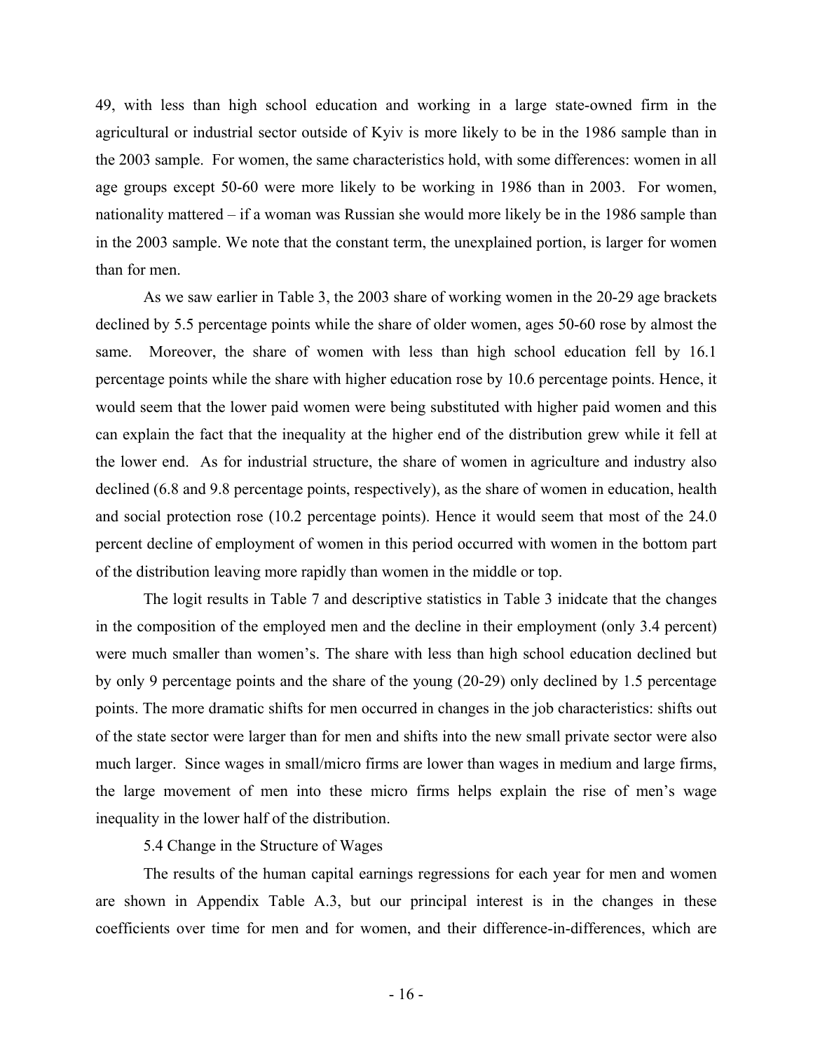49, with less than high school education and working in a large state-owned firm in the agricultural or industrial sector outside of Kyiv is more likely to be in the 1986 sample than in the 2003 sample. For women, the same characteristics hold, with some differences: women in all age groups except 50-60 were more likely to be working in 1986 than in 2003. For women, nationality mattered – if a woman was Russian she would more likely be in the 1986 sample than in the 2003 sample. We note that the constant term, the unexplained portion, is larger for women than for men.

As we saw earlier in Table 3, the 2003 share of working women in the 20-29 age brackets declined by 5.5 percentage points while the share of older women, ages 50-60 rose by almost the same. Moreover, the share of women with less than high school education fell by 16.1 percentage points while the share with higher education rose by 10.6 percentage points. Hence, it would seem that the lower paid women were being substituted with higher paid women and this can explain the fact that the inequality at the higher end of the distribution grew while it fell at the lower end. As for industrial structure, the share of women in agriculture and industry also declined (6.8 and 9.8 percentage points, respectively), as the share of women in education, health and social protection rose (10.2 percentage points). Hence it would seem that most of the 24.0 percent decline of employment of women in this period occurred with women in the bottom part of the distribution leaving more rapidly than women in the middle or top.

The logit results in Table 7 and descriptive statistics in Table 3 inidcate that the changes in the composition of the employed men and the decline in their employment (only 3.4 percent) were much smaller than women's. The share with less than high school education declined but by only 9 percentage points and the share of the young (20-29) only declined by 1.5 percentage points. The more dramatic shifts for men occurred in changes in the job characteristics: shifts out of the state sector were larger than for men and shifts into the new small private sector were also much larger. Since wages in small/micro firms are lower than wages in medium and large firms, the large movement of men into these micro firms helps explain the rise of men's wage inequality in the lower half of the distribution.

5.4 Change in the Structure of Wages

The results of the human capital earnings regressions for each year for men and women are shown in Appendix Table A.3, but our principal interest is in the changes in these coefficients over time for men and for women, and their difference-in-differences, which are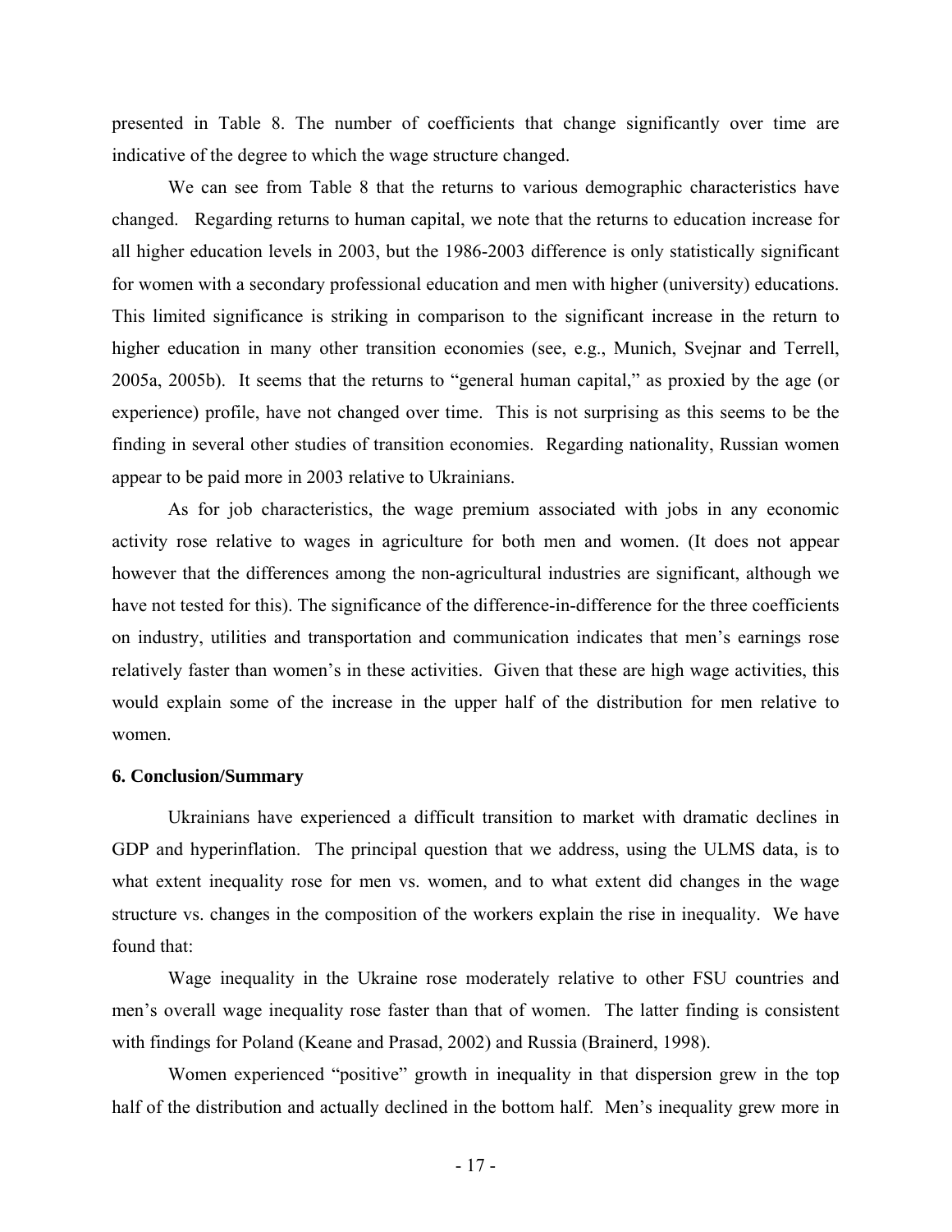presented in Table 8. The number of coefficients that change significantly over time are indicative of the degree to which the wage structure changed.

We can see from Table 8 that the returns to various demographic characteristics have changed. Regarding returns to human capital, we note that the returns to education increase for all higher education levels in 2003, but the 1986-2003 difference is only statistically significant for women with a secondary professional education and men with higher (university) educations. This limited significance is striking in comparison to the significant increase in the return to higher education in many other transition economies (see, e.g., Munich, Svejnar and Terrell, 2005a, 2005b). It seems that the returns to "general human capital," as proxied by the age (or experience) profile, have not changed over time. This is not surprising as this seems to be the finding in several other studies of transition economies. Regarding nationality, Russian women appear to be paid more in 2003 relative to Ukrainians.

As for job characteristics, the wage premium associated with jobs in any economic activity rose relative to wages in agriculture for both men and women. (It does not appear however that the differences among the non-agricultural industries are significant, although we have not tested for this). The significance of the difference-in-difference for the three coefficients on industry, utilities and transportation and communication indicates that men's earnings rose relatively faster than women's in these activities. Given that these are high wage activities, this would explain some of the increase in the upper half of the distribution for men relative to women.

## 6. Conclusion/Summary

Ukrainians have experienced a difficult transition to market with dramatic declines in GDP and hyperinflation. The principal question that we address, using the ULMS data, is to what extent inequality rose for men vs. women, and to what extent did changes in the wage structure vs. changes in the composition of the workers explain the rise in inequality. We have found that:

Wage inequality in the Ukraine rose moderately relative to other FSU countries and men's overall wage inequality rose faster than that of women. The latter finding is consistent with findings for Poland (Keane and Prasad, 2002) and Russia (Brainerd, 1998).

Women experienced "positive" growth in inequality in that dispersion grew in the top half of the distribution and actually declined in the bottom half. Men's inequality grew more in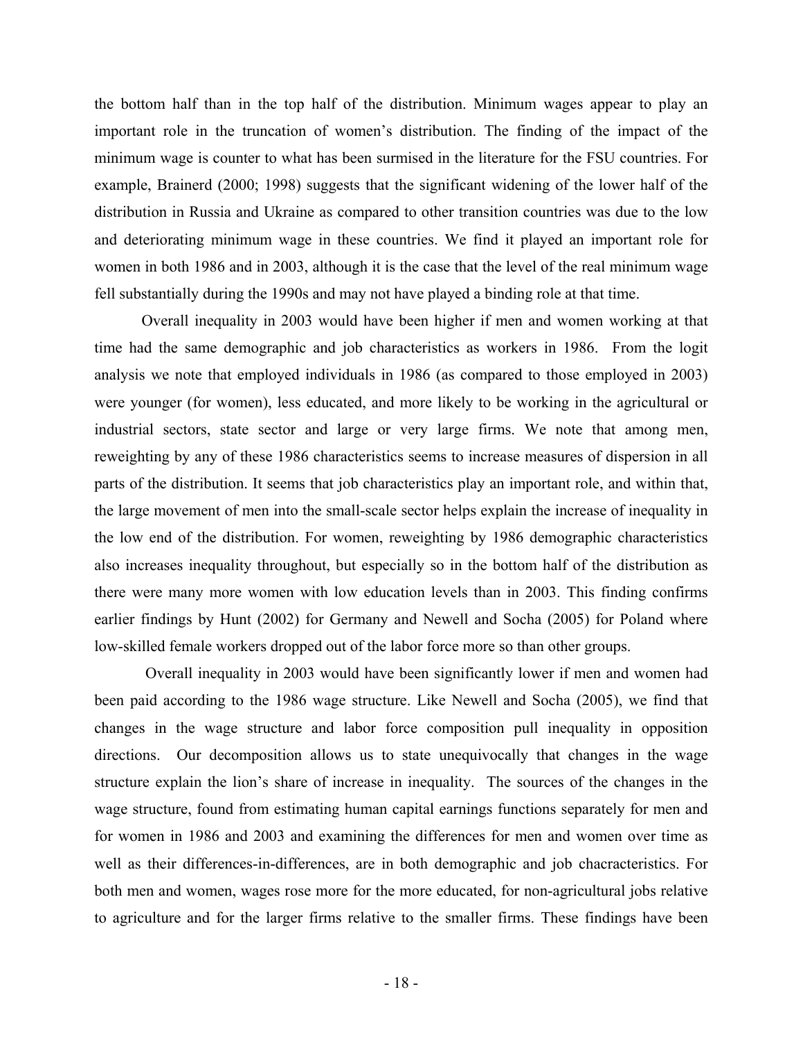the bottom half than in the top half of the distribution. Minimum wages appear to play an important role in the truncation of women's distribution. The finding of the impact of the minimum wage is counter to what has been surmised in the literature for the FSU countries. For example, Brainerd (2000; 1998) suggests that the significant widening of the lower half of the distribution in Russia and Ukraine as compared to other transition countries was due to the low and deteriorating minimum wage in these countries. We find it played an important role for women in both 1986 and in 2003, although it is the case that the level of the real minimum wage fell substantially during the 1990s and may not have played a binding role at that time.

Overall inequality in 2003 would have been higher if men and women working at that time had the same demographic and job characteristics as workers in 1986. From the logit analysis we note that employed individuals in 1986 (as compared to those employed in 2003) were younger (for women), less educated, and more likely to be working in the agricultural or industrial sectors, state sector and large or very large firms. We note that among men, reweighting by any of these 1986 characteristics seems to increase measures of dispersion in all parts of the distribution. It seems that job characteristics play an important role, and within that, the large movement of men into the small-scale sector helps explain the increase of inequality in the low end of the distribution. For women, reweighting by 1986 demographic characteristics also increases inequality throughout, but especially so in the bottom half of the distribution as there were many more women with low education levels than in 2003. This finding confirms earlier findings by Hunt (2002) for Germany and Newell and Socha (2005) for Poland where low-skilled female workers dropped out of the labor force more so than other groups.

Overall inequality in 2003 would have been significantly lower if men and women had been paid according to the 1986 wage structure. Like Newell and Socha (2005), we find that changes in the wage structure and labor force composition pull inequality in opposition directions. Our decomposition allows us to state unequivocally that changes in the wage structure explain the lion's share of increase in inequality. The sources of the changes in the wage structure, found from estimating human capital earnings functions separately for men and for women in 1986 and 2003 and examining the differences for men and women over time as well as their differences-in-differences, are in both demographic and job chacracteristics. For both men and women, wages rose more for the more educated, for non-agricultural jobs relative to agriculture and for the larger firms relative to the smaller firms. These findings have been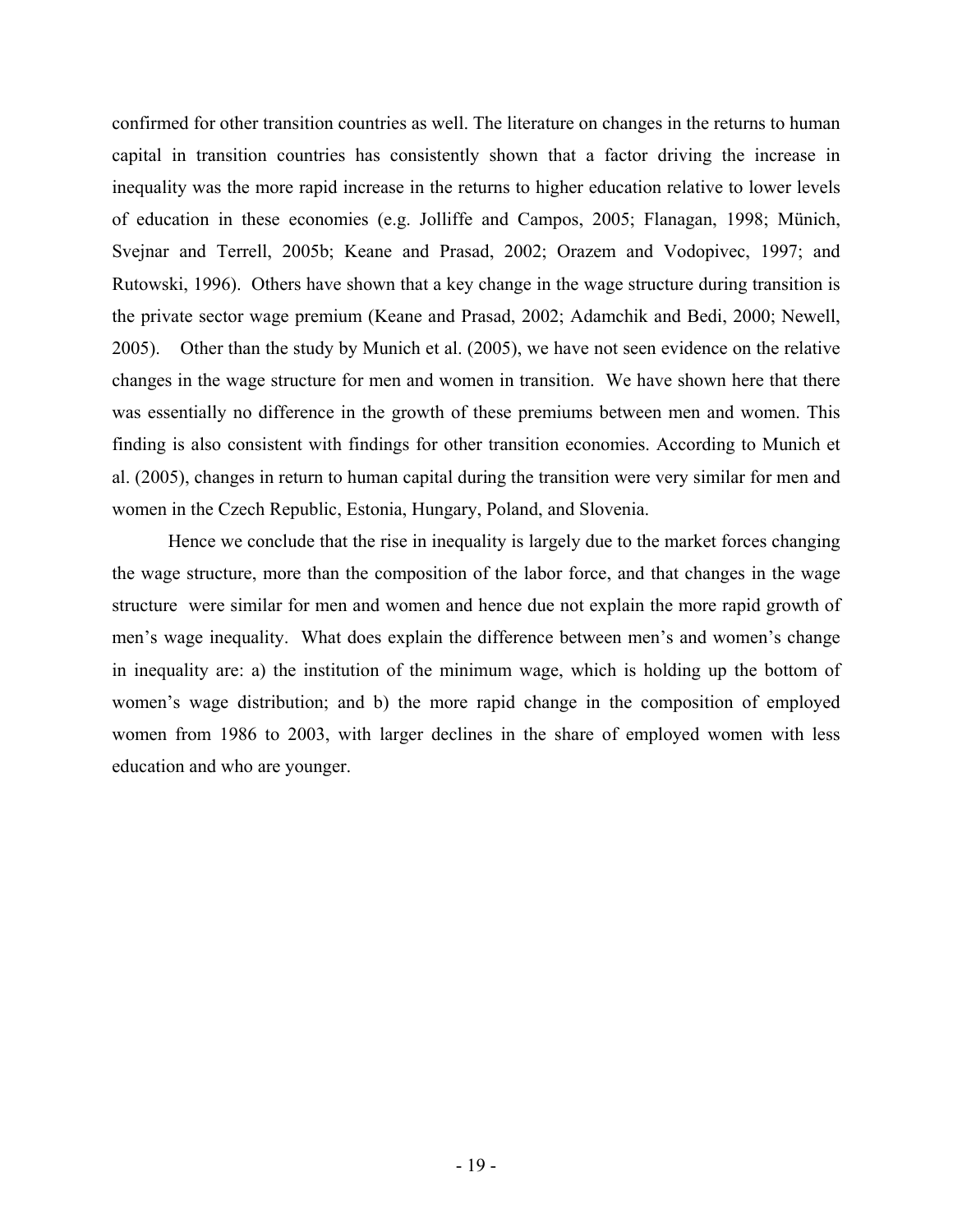confirmed for other transition countries as well. The literature on changes in the returns to human capital in transition countries has consistently shown that a factor driving the increase in inequality was the more rapid increase in the returns to higher education relative to lower levels of education in these economies (e.g. Jolliffe and Campos, 2005; Flanagan, 1998; Münich, Svejnar and Terrell, 2005b; Keane and Prasad, 2002; Orazem and Vodopivec, 1997; and Rutowski, 1996). Others have shown that a key change in the wage structure during transition is the private sector wage premium (Keane and Prasad, 2002; Adamchik and Bedi, 2000; Newell, 2005). Other than the study by Munich et al. (2005), we have not seen evidence on the relative changes in the wage structure for men and women in transition. We have shown here that there was essentially no difference in the growth of these premiums between men and women. This finding is also consistent with findings for other transition economies. According to Munich et al. (2005), changes in return to human capital during the transition were very similar for men and women in the Czech Republic, Estonia, Hungary, Poland, and Slovenia.

Hence we conclude that the rise in inequality is largely due to the market forces changing the wage structure, more than the composition of the labor force, and that changes in the wage structure were similar for men and women and hence due not explain the more rapid growth of men's wage inequality. What does explain the difference between men's and women's change in inequality are: a) the institution of the minimum wage, which is holding up the bottom of women's wage distribution; and b) the more rapid change in the composition of employed women from 1986 to 2003, with larger declines in the share of employed women with less education and who are younger.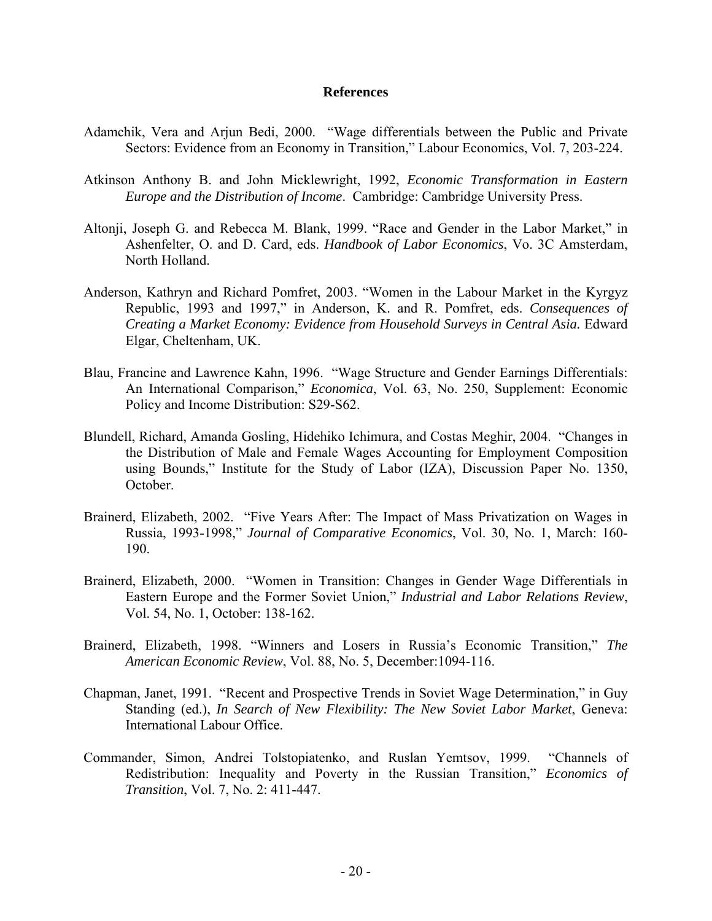## References

Adamchik, Vera and Arjun Bedi, 2000. "Wage differentials between the Public and Private Sectors: Evidence from an Economy in Transition," Labour Economics, Vol. 7, 203-224.

Atkinson Anthony B. and John Micklewright, 1992, *Economic Transformation in Eastern Europe and the Distribution of Income*. Cambridge: Cambridge University Press.

Altonji, Joseph G. and Rebecca M. Blank, 1999. "Race and Gender in the Labor Market," in Ashenfelter, O. and D. Card, eds. *Handbook of Labor Economics*, Vo. 3C Amsterdam, North Holland.

Anderson, Kathryn and Richard Pomfret, 2003. "Women in the Labour Market in the Kyrgyz Republic, 1993 and 1997," in Anderson, K. and R. Pomfret, eds. *Consequences of Creating a Market Economy: Evidence from Household Surveys in Central Asia.* Edward Elgar, Cheltenham, UK.

Blau, Francine and Lawrence Kahn, 1996. "Wage Structure and Gender Earnings Differentials: An International Comparison," *Economica*, Vol. 63, No. 250, Supplement: Economic Policy and Income Distribution: S29-S62.

Blundell, Richard, Amanda Gosling, Hidehiko Ichimura, and Costas Meghir, 2004. "Changes in the Distribution of Male and Female Wages Accounting for Employment Composition using Bounds," Institute for the Study of Labor (IZA), Discussion Paper No. 1350, October.

Brainerd, Elizabeth, 2002. "Five Years After: The Impact of Mass Privatization on Wages in Russia, 1993-1998," *Journal of Comparative Economics*, Vol. 30, No. 1, March: 160-190.

Brainerd, Elizabeth, 2000. "Women in Transition: Changes in Gender Wage Differentials in Eastern Europe and the Former Soviet Union," *Industrial and Labor Relations Review*, Vol. 54, No. 1, October: 138-162.

Brainerd, Elizabeth, 1998. "Winners and Losers in Russia's Economic Transition," *The American Economic Review*, Vol. 88, No. 5, December:1094-116.

Chapman, Janet, 1991. "Recent and Prospective Trends in Soviet Wage Determination," in Guy Standing (ed.), *In Search of New Flexibility: The New Soviet Labor Market*, Geneva: International Labour Office.

Commander, Simon, Andrei Tolstopiatenko, and Ruslan Yemtsov, 1999. "Channels of Redistribution: Inequality and Poverty in the Russian Transition," *Economics of Transition*, Vol. 7, No. 2: 411-447.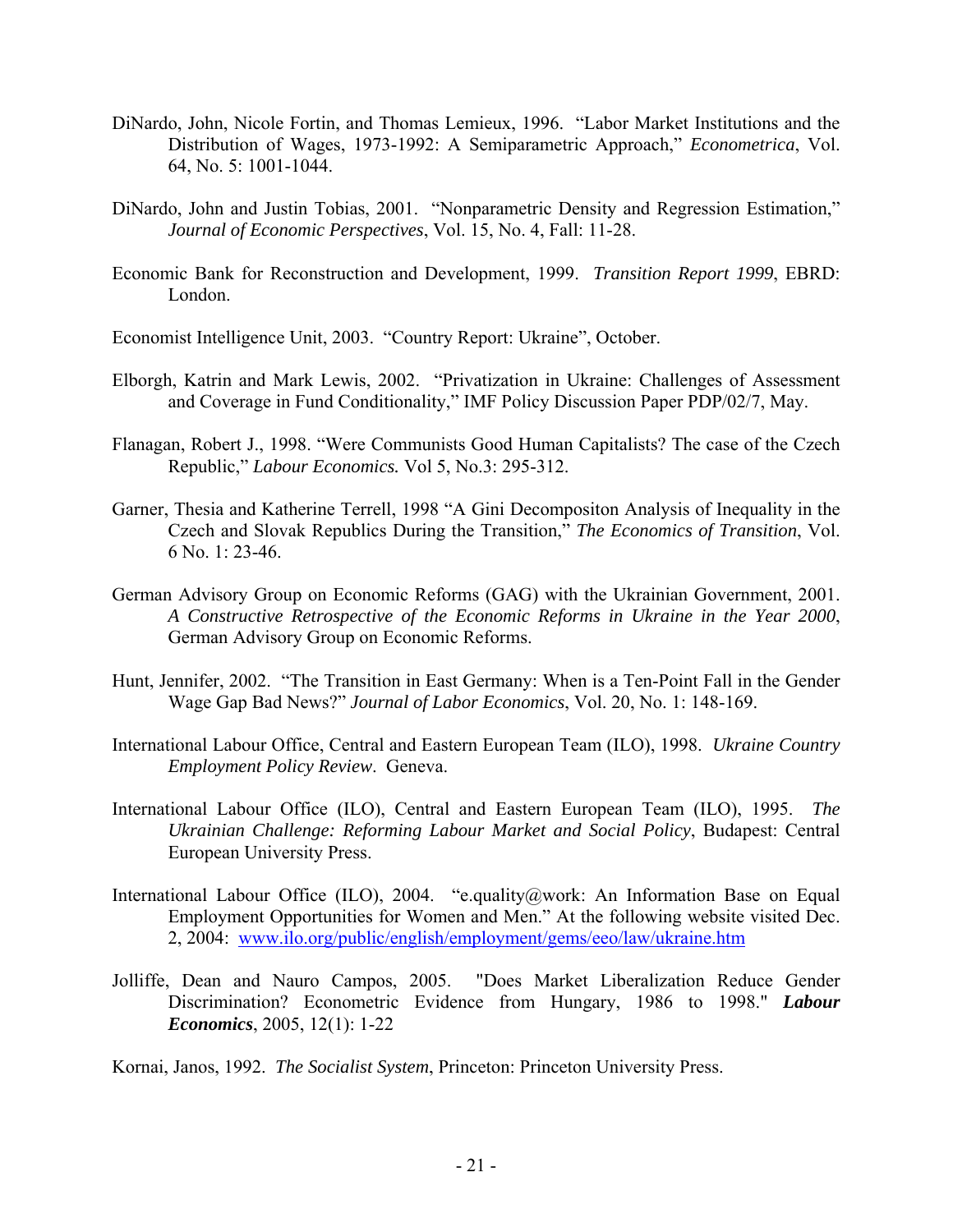DiNardo, John, Nicole Fortin, and Thomas Lemieux, 1996. "Labor Market Institutions and the Distribution of Wages, 1973-1992: A Semiparametric Approach," *Econometrica*, Vol. 64, No. 5: 1001-1044.

DiNardo, John and Justin Tobias, 2001. "Nonparametric Density and Regression Estimation," *Journal of Economic Perspectives*, Vol. 15, No. 4, Fall: 11-28.

Economic Bank for Reconstruction and Development, 1999. *Transition Report 1999*, EBRD: London.

Economist Intelligence Unit, 2003. "Country Report: Ukraine", October.

Elborgh, Katrin and Mark Lewis, 2002. "Privatization in Ukraine: Challenges of Assessment and Coverage in Fund Conditionality," IMF Policy Discussion Paper PDP/02/7, May.

Flanagan, Robert J., 1998. "Were Communists Good Human Capitalists? The case of the Czech Republic," *Labour Economics.* Vol 5, No.3: 295-312.

Garner, Thesia and Katherine Terrell, 1998 "A Gini Decompositon Analysis of Inequality in the Czech and Slovak Republics During the Transition," *The Economics of Transition*, Vol. 6 No. 1: 23-46.

German Advisory Group on Economic Reforms (GAG) with the Ukrainian Government, 2001. *A Constructive Retrospective of the Economic Reforms in Ukraine in the Year 2000*, German Advisory Group on Economic Reforms.

Hunt, Jennifer, 2002. "The Transition in East Germany: When is a Ten-Point Fall in the Gender Wage Gap Bad News?" *Journal of Labor Economics*, Vol. 20, No. 1: 148-169.

International Labour Office, Central and Eastern European Team (ILO), 1998. *Ukraine Country Employment Policy Review*. Geneva.

International Labour Office (ILO), Central and Eastern European Team (ILO), 1995. *The Ukrainian Challenge: Reforming Labour Market and Social Policy*, Budapest: Central European University Press.

International Labour Office (ILO), 2004. "e.quality@work: An Information Base on Equal Employment Opportunities for Women and Men." At the following website visited Dec. 2, 2004: www.ilo.org/public/english/employment/gems/eeo/law/ukraine.htm

Jolliffe, Dean and Nauro Campos, 2005. "Does Market Liberalization Reduce Gender Discrimination? Econometric Evidence from Hungary, 1986 to 1998." ***Labour Economics***, 2005, 12(1): 1-22

Kornai, Janos, 1992. *The Socialist System*, Princeton: Princeton University Press.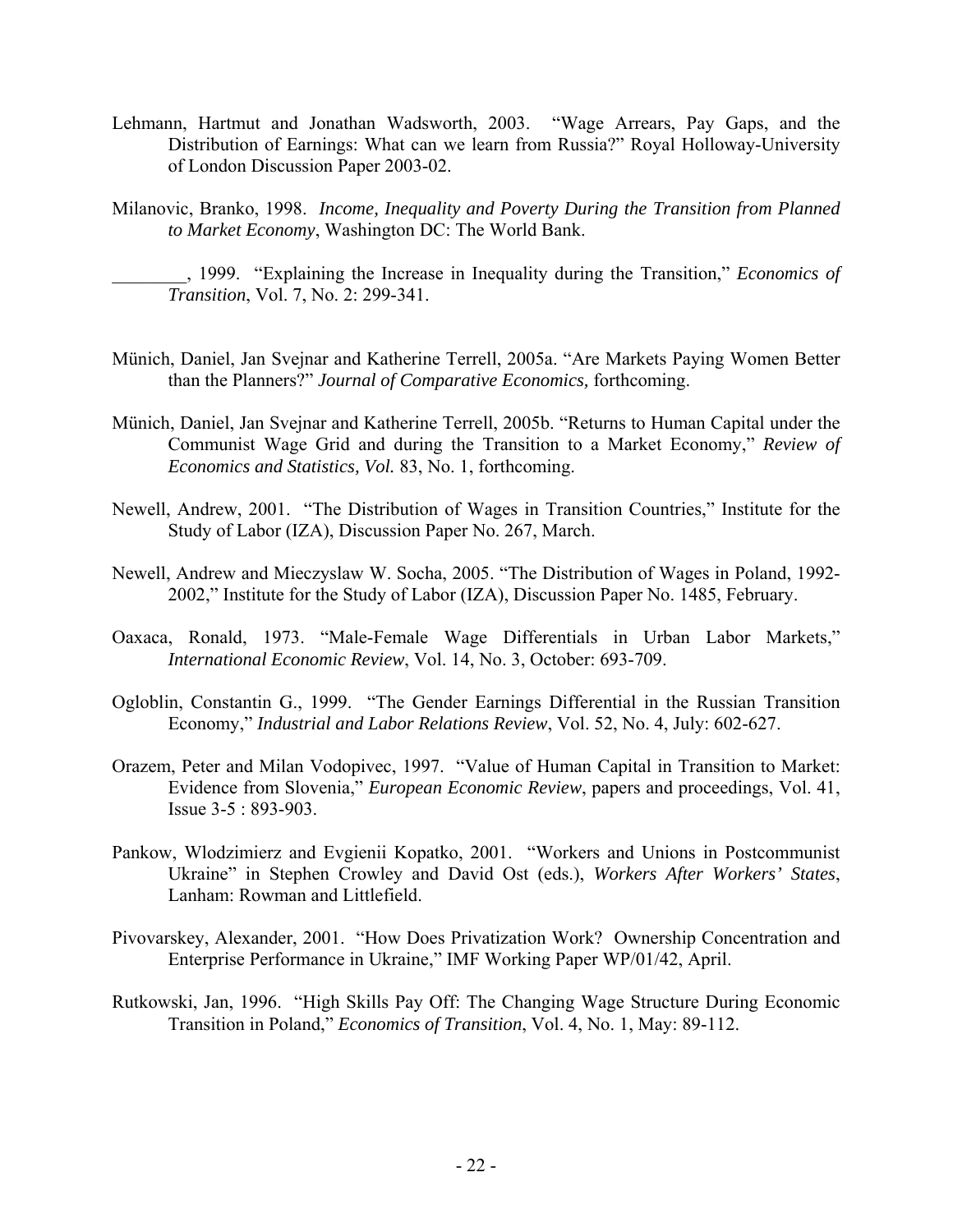Lehmann, Hartmut and Jonathan Wadsworth, 2003. "Wage Arrears, Pay Gaps, and the Distribution of Earnings: What can we learn from Russia?" Royal Holloway-University of London Discussion Paper 2003-02.

Milanovic, Branko, 1998. *Income, Inequality and Poverty During the Transition from Planned to Market Economy*, Washington DC: The World Bank.

________, 1999. "Explaining the Increase in Inequality during the Transition," *Economics of Transition*, Vol. 7, No. 2: 299-341.

Münich, Daniel, Jan Svejnar and Katherine Terrell, 2005a. "Are Markets Paying Women Better than the Planners?" *Journal of Comparative Economics,* forthcoming.

Münich, Daniel, Jan Svejnar and Katherine Terrell, 2005b. "Returns to Human Capital under the Communist Wage Grid and during the Transition to a Market Economy," *Review of Economics and Statistics, Vol.* 83, No. 1, forthcoming.

Newell, Andrew, 2001. "The Distribution of Wages in Transition Countries," Institute for the Study of Labor (IZA), Discussion Paper No. 267, March.

Newell, Andrew and Mieczyslaw W. Socha, 2005. "The Distribution of Wages in Poland, 1992-2002," Institute for the Study of Labor (IZA), Discussion Paper No. 1485, February.

Oaxaca, Ronald, 1973. "Male-Female Wage Differentials in Urban Labor Markets," *International Economic Review*, Vol. 14, No. 3, October: 693-709.

Ogloblin, Constantin G., 1999. "The Gender Earnings Differential in the Russian Transition Economy," *Industrial and Labor Relations Review*, Vol. 52, No. 4, July: 602-627.

Orazem, Peter and Milan Vodopivec, 1997. "Value of Human Capital in Transition to Market: Evidence from Slovenia," *European Economic Review*, papers and proceedings, Vol. 41, Issue 3-5 : 893-903.

Pankow, Wlodzimierz and Evgienii Kopatko, 2001. "Workers and Unions in Postcommunist Ukraine" in Stephen Crowley and David Ost (eds.), *Workers After Workers' States*, Lanham: Rowman and Littlefield.

Pivovarskey, Alexander, 2001. "How Does Privatization Work? Ownership Concentration and Enterprise Performance in Ukraine," IMF Working Paper WP/01/42, April.

Rutkowski, Jan, 1996. "High Skills Pay Off: The Changing Wage Structure During Economic Transition in Poland," *Economics of Transition*, Vol. 4, No. 1, May: 89-112.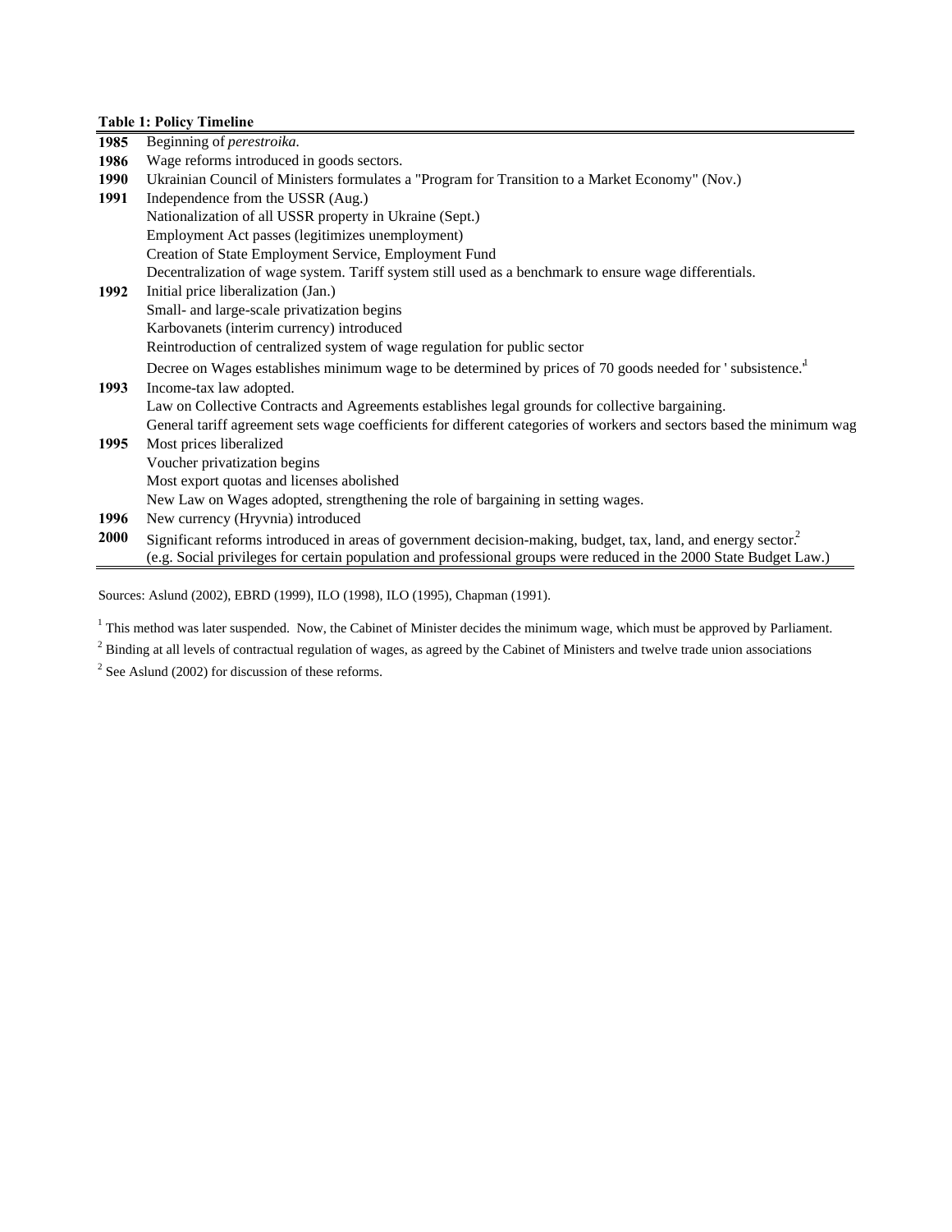**Table 1: Policy Timeline**

| | |
|---|---|
| **1985** | Beginning of *perestroika*. |
| **1986** | Wage reforms introduced in goods sectors. |
| **1990** | Ukrainian Council of Ministers formulates a "Program for Transition to a Market Economy" (Nov.) |
| **1991** | Independence from the USSR (Aug.) |
| | Nationalization of all USSR property in Ukraine (Sept.) |
| | Employment Act passes (legitimizes unemployment) |
| | Creation of State Employment Service, Employment Fund |
| | Decentralization of wage system. Tariff system still used as a benchmark to ensure wage differentials. |
| **1992** | Initial price liberalization (Jan.) |
| | Small- and large-scale privatization begins |
| | Karbovanets (interim currency) introduced |
| | Reintroduction of centralized system of wage regulation for public sector |
| | Decree on Wages establishes minimum wage to be determined by prices of 70 goods needed for ' subsistence.'[1] |
| **1993** | Income-tax law adopted. |
| | Law on Collective Contracts and Agreements establishes legal grounds for collective bargaining. |
| | General tariff agreement sets wage coefficients for different categories of workers and sectors based the minimum wag |
| **1995** | Most prices liberalized |
| | Voucher privatization begins |
| | Most export quotas and licenses abolished |
| | New Law on Wages adopted, strengthening the role of bargaining in setting wages. |
| **1996** | New currency (Hryvnia) introduced |
| **2000** | Significant reforms introduced in areas of government decision-making, budget, tax, land, and energy sector.[2] |
| | (e.g. Social privileges for certain population and professional groups were reduced in the 2000 State Budget Law.) |

Sources: Aslund (2002), EBRD (1999), ILO (1998), ILO (1995), Chapman (1991).

[1] This method was later suspended. Now, the Cabinet of Minister decides the minimum wage, which must be approved by Parliament.

[2] Binding at all levels of contractual regulation of wages, as agreed by the Cabinet of Ministers and twelve trade union associations

[2] See Aslund (2002) for discussion of these reforms.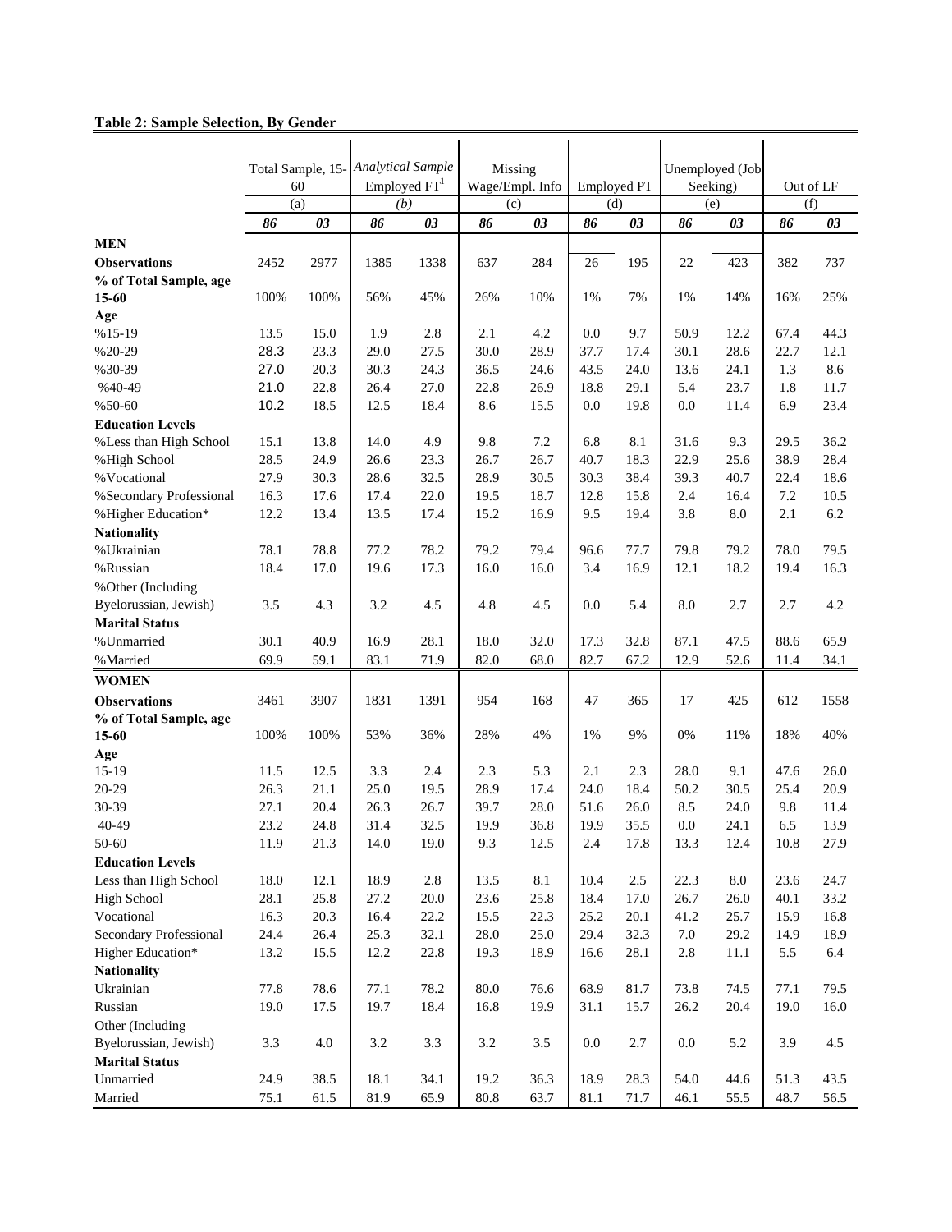**Table 2: Sample Selection, By Gender**

| | Total Sample, 15-60 | | *Analytical Sample* Employed FT[1] | | Missing Wage/Empl. Info | | Employed PT | | Unemployed (Job-Seeking) | | Out of LF | |
|---|---|---|---|---|---|---|---|---|---|---|---|---|
| | (a) | | *(b)* | | (c) | | (d) | | (e) | | (f) | |
| | ***86*** | ***03*** | ***86*** | ***03*** | ***86*** | ***03*** | ***86*** | ***03*** | ***86*** | ***03*** | ***86*** | ***03*** |
| **MEN** | | | | | | | | | | | | |
| **Observations** | 2452 | 2977 | 1385 | 1338 | 637 | 284 | 26 | 195 | 22 | 423 | 382 | 737 |
| **% of Total Sample, age 15-60** | 100% | 100% | 56% | 45% | 26% | 10% | 1% | 7% | 1% | 14% | 16% | 25% |
| **Age** | | | | | | | | | | | | |
| %15-19 | 13.5 | 15.0 | 1.9 | 2.8 | 2.1 | 4.2 | 0.0 | 9.7 | 50.9 | 12.2 | 67.4 | 44.3 |
| %20-29 | 28.3 | 23.3 | 29.0 | 27.5 | 30.0 | 28.9 | 37.7 | 17.4 | 30.1 | 28.6 | 22.7 | 12.1 |
| %30-39 | 27.0 | 20.3 | 30.3 | 24.3 | 36.5 | 24.6 | 43.5 | 24.0 | 13.6 | 24.1 | 1.3 | 8.6 |
| %40-49 | 21.0 | 22.8 | 26.4 | 27.0 | 22.8 | 26.9 | 18.8 | 29.1 | 5.4 | 23.7 | 1.8 | 11.7 |
| %50-60 | 10.2 | 18.5 | 12.5 | 18.4 | 8.6 | 15.5 | 0.0 | 19.8 | 0.0 | 11.4 | 6.9 | 23.4 |
| **Education Levels** | | | | | | | | | | | | |
| %Less than High School | 15.1 | 13.8 | 14.0 | 4.9 | 9.8 | 7.2 | 6.8 | 8.1 | 31.6 | 9.3 | 29.5 | 36.2 |
| %High School | 28.5 | 24.9 | 26.6 | 23.3 | 26.7 | 26.7 | 40.7 | 18.3 | 22.9 | 25.6 | 38.9 | 28.4 |
| %Vocational | 27.9 | 30.3 | 28.6 | 32.5 | 28.9 | 30.5 | 30.3 | 38.4 | 39.3 | 40.7 | 22.4 | 18.6 |
| %Secondary Professional | 16.3 | 17.6 | 17.4 | 22.0 | 19.5 | 18.7 | 12.8 | 15.8 | 2.4 | 16.4 | 7.2 | 10.5 |
| %Higher Education* | 12.2 | 13.4 | 13.5 | 17.4 | 15.2 | 16.9 | 9.5 | 19.4 | 3.8 | 8.0 | 2.1 | 6.2 |
| **Nationality** | | | | | | | | | | | | |
| %Ukrainian | 78.1 | 78.8 | 77.2 | 78.2 | 79.2 | 79.4 | 96.6 | 77.7 | 79.8 | 79.2 | 78.0 | 79.5 |
| %Russian | 18.4 | 17.0 | 19.6 | 17.3 | 16.0 | 16.0 | 3.4 | 16.9 | 12.1 | 18.2 | 19.4 | 16.3 |
| %Other (Including Byelorussian, Jewish) | 3.5 | 4.3 | 3.2 | 4.5 | 4.8 | 4.5 | 0.0 | 5.4 | 8.0 | 2.7 | 2.7 | 4.2 |
| **Marital Status** | | | | | | | | | | | | |
| %Unmarried | 30.1 | 40.9 | 16.9 | 28.1 | 18.0 | 32.0 | 17.3 | 32.8 | 87.1 | 47.5 | 88.6 | 65.9 |
| %Married | 69.9 | 59.1 | 83.1 | 71.9 | 82.0 | 68.0 | 82.7 | 67.2 | 12.9 | 52.6 | 11.4 | 34.1 |
| **WOMEN** | | | | | | | | | | | | |
| **Observations** | 3461 | 3907 | 1831 | 1391 | 954 | 168 | 47 | 365 | 17 | 425 | 612 | 1558 |
| **% of Total Sample, age 15-60** | 100% | 100% | 53% | 36% | 28% | 4% | 1% | 9% | 0% | 11% | 18% | 40% |
| **Age** | | | | | | | | | | | | |
| 15-19 | 11.5 | 12.5 | 3.3 | 2.4 | 2.3 | 5.3 | 2.1 | 2.3 | 28.0 | 9.1 | 47.6 | 26.0 |
| 20-29 | 26.3 | 21.1 | 25.0 | 19.5 | 28.9 | 17.4 | 24.0 | 18.4 | 50.2 | 30.5 | 25.4 | 20.9 |
| 30-39 | 27.1 | 20.4 | 26.3 | 26.7 | 39.7 | 28.0 | 51.6 | 26.0 | 8.5 | 24.0 | 9.8 | 11.4 |
| 40-49 | 23.2 | 24.8 | 31.4 | 32.5 | 19.9 | 36.8 | 19.9 | 35.5 | 0.0 | 24.1 | 6.5 | 13.9 |
| 50-60 | 11.9 | 21.3 | 14.0 | 19.0 | 9.3 | 12.5 | 2.4 | 17.8 | 13.3 | 12.4 | 10.8 | 27.9 |
| **Education Levels** | | | | | | | | | | | | |
| Less than High School | 18.0 | 12.1 | 18.9 | 2.8 | 13.5 | 8.1 | 10.4 | 2.5 | 22.3 | 8.0 | 23.6 | 24.7 |
| High School | 28.1 | 25.8 | 27.2 | 20.0 | 23.6 | 25.8 | 18.4 | 17.0 | 26.7 | 26.0 | 40.1 | 33.2 |
| Vocational | 16.3 | 20.3 | 16.4 | 22.2 | 15.5 | 22.3 | 25.2 | 20.1 | 41.2 | 25.7 | 15.9 | 16.8 |
| Secondary Professional | 24.4 | 26.4 | 25.3 | 32.1 | 28.0 | 25.0 | 29.4 | 32.3 | 7.0 | 29.2 | 14.9 | 18.9 |
| Higher Education* | 13.2 | 15.5 | 12.2 | 22.8 | 19.3 | 18.9 | 16.6 | 28.1 | 2.8 | 11.1 | 5.5 | 6.4 |
| **Nationality** | | | | | | | | | | | | |
| Ukrainian | 77.8 | 78.6 | 77.1 | 78.2 | 80.0 | 76.6 | 68.9 | 81.7 | 73.8 | 74.5 | 77.1 | 79.5 |
| Russian | 19.0 | 17.5 | 19.7 | 18.4 | 16.8 | 19.9 | 31.1 | 15.7 | 26.2 | 20.4 | 19.0 | 16.0 |
| Other (Including Byelorussian, Jewish) | 3.3 | 4.0 | 3.2 | 3.3 | 3.2 | 3.5 | 0.0 | 2.7 | 0.0 | 5.2 | 3.9 | 4.5 |
| **Marital Status** | | | | | | | | | | | | |
| Unmarried | 24.9 | 38.5 | 18.1 | 34.1 | 19.2 | 36.3 | 18.9 | 28.3 | 54.0 | 44.6 | 51.3 | 43.5 |
| Married | 75.1 | 61.5 | 81.9 | 65.9 | 80.8 | 63.7 | 81.1 | 71.7 | 46.1 | 55.5 | 48.7 | 56.5 |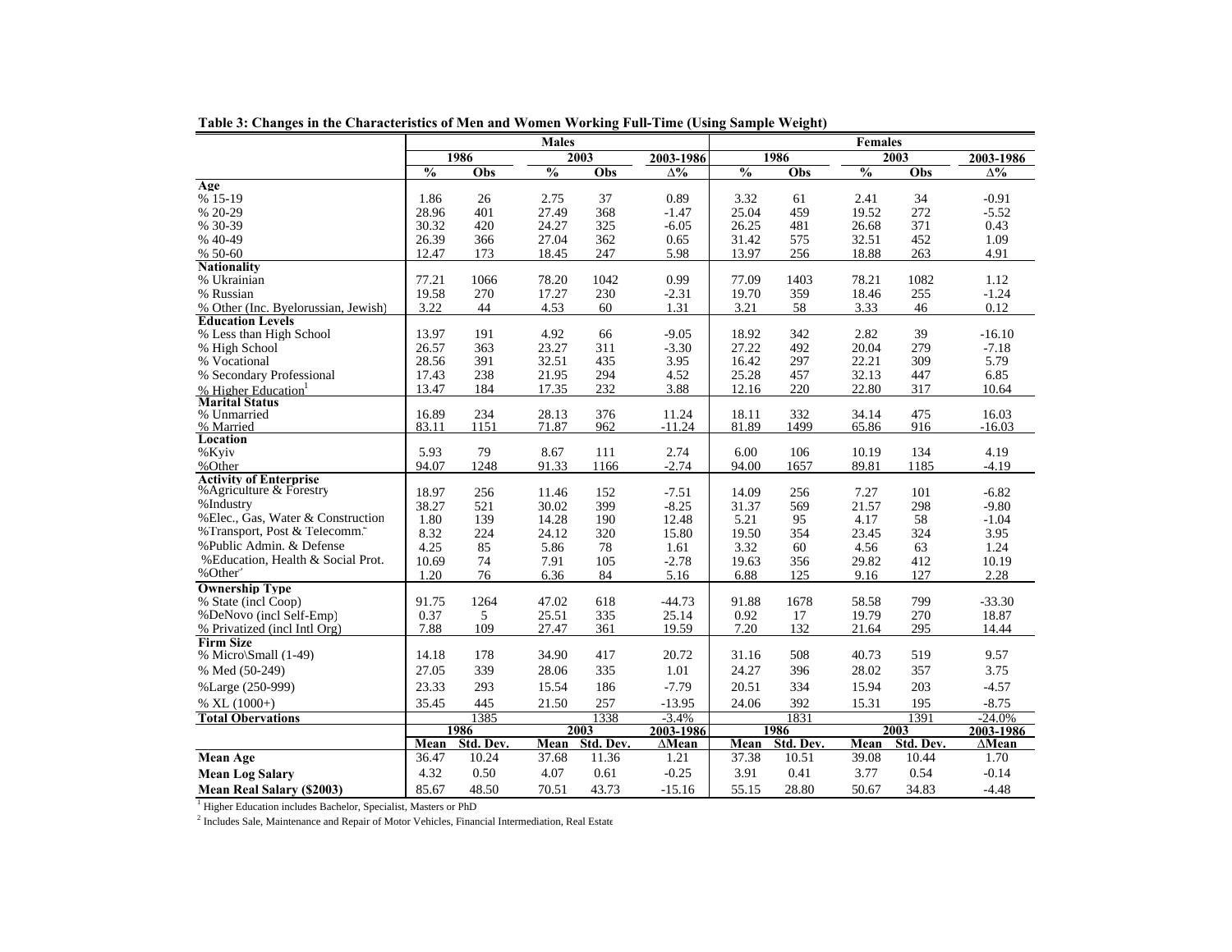**Table 3: Changes in the Characteristics of Men and Women Working Full-Time (Using Sample Weight)**

| | Males | | | | | Females | | | | |
|---|---|---|---|---|---|---|---|---|---|---|
| | 1986 | | 2003 | | 2003-1986 | 1986 | | 2003 | | 2003-1986 |
| | % | Obs | % | Obs | Δ% | % | Obs | % | Obs | Δ% |
| **Age** | | | | | | | | | | |
| % 15-19 | 1.86 | 26 | 2.75 | 37 | 0.89 | 3.32 | 61 | 2.41 | 34 | -0.91 |
| % 20-29 | 28.96 | 401 | 27.49 | 368 | -1.47 | 25.04 | 459 | 19.52 | 272 | -5.52 |
| % 30-39 | 30.32 | 420 | 24.27 | 325 | -6.05 | 26.25 | 481 | 26.68 | 371 | 0.43 |
| % 40-49 | 26.39 | 366 | 27.04 | 362 | 0.65 | 31.42 | 575 | 32.51 | 452 | 1.09 |
| % 50-60 | 12.47 | 173 | 18.45 | 247 | 5.98 | 13.97 | 256 | 18.88 | 263 | 4.91 |
| **Nationality** | | | | | | | | | | |
| % Ukrainian | 77.21 | 1066 | 78.20 | 1042 | 0.99 | 77.09 | 1403 | 78.21 | 1082 | 1.12 |
| % Russian | 19.58 | 270 | 17.27 | 230 | -2.31 | 19.70 | 359 | 18.46 | 255 | -1.24 |
| % Other (Inc. Byelorussian, Jewish) | 3.22 | 44 | 4.53 | 60 | 1.31 | 3.21 | 58 | 3.33 | 46 | 0.12 |
| **Education Levels** | | | | | | | | | | |
| % Less than High School | 13.97 | 191 | 4.92 | 66 | -9.05 | 18.92 | 342 | 2.82 | 39 | -16.10 |
| % High School | 26.57 | 363 | 23.27 | 311 | -3.30 | 27.22 | 492 | 20.04 | 279 | -7.18 |
| % Vocational | 28.56 | 391 | 32.51 | 435 | 3.95 | 16.42 | 297 | 22.21 | 309 | 5.79 |
| % Secondary Professional | 17.43 | 238 | 21.95 | 294 | 4.52 | 25.28 | 457 | 32.13 | 447 | 6.85 |
| % Higher Education[1] | 13.47 | 184 | 17.35 | 232 | 3.88 | 12.16 | 220 | 22.80 | 317 | 10.64 |
| **Marital Status** | | | | | | | | | | |
| % Unmarried | 16.89 | 234 | 28.13 | 376 | 11.24 | 18.11 | 332 | 34.14 | 475 | 16.03 |
| % Married | 83.11 | 1151 | 71.87 | 962 | -11.24 | 81.89 | 1499 | 65.86 | 916 | -16.03 |
| **Location** | | | | | | | | | | |
| %Kyiv | 5.93 | 79 | 8.67 | 111 | 2.74 | 6.00 | 106 | 10.19 | 134 | 4.19 |
| %Other | 94.07 | 1248 | 91.33 | 1166 | -2.74 | 94.00 | 1657 | 89.81 | 1185 | -4.19 |
| **Activity of Enterprise** | | | | | | | | | | |
| %Agriculture & Forestry | 18.97 | 256 | 11.46 | 152 | -7.51 | 14.09 | 256 | 7.27 | 101 | -6.82 |
| %Industry | 38.27 | 521 | 30.02 | 399 | -8.25 | 31.37 | 569 | 21.57 | 298 | -9.80 |
| %Elec., Gas, Water & Construction | 1.80 | 139 | 14.28 | 190 | 12.48 | 5.21 | 95 | 4.17 | 58 | -1.04 |
| %Transport, Post & Telecomm. | 8.32 | 224 | 24.12 | 320 | 15.80 | 19.50 | 354 | 23.45 | 324 | 3.95 |
| %Public Admin. & Defense | 4.25 | 85 | 5.86 | 78 | 1.61 | 3.32 | 60 | 4.56 | 63 | 1.24 |
| %Education, Health & Social Prot. | 10.69 | 74 | 7.91 | 105 | -2.78 | 19.63 | 356 | 29.82 | 412 | 10.19 |
| %Other[2] | 1.20 | 76 | 6.36 | 84 | 5.16 | 6.88 | 125 | 9.16 | 127 | 2.28 |
| **Ownership Type** | | | | | | | | | | |
| % State (incl Coop) | 91.75 | 1264 | 47.02 | 618 | -44.73 | 91.88 | 1678 | 58.58 | 799 | -33.30 |
| %DeNovo (incl Self-Emp) | 0.37 | 5 | 25.51 | 335 | 25.14 | 0.92 | 17 | 19.79 | 270 | 18.87 |
| % Privatized (incl Intl Org) | 7.88 | 109 | 27.47 | 361 | 19.59 | 7.20 | 132 | 21.64 | 295 | 14.44 |
| **Firm Size** | | | | | | | | | | |
| % Micro\Small (1-49) | 14.18 | 178 | 34.90 | 417 | 20.72 | 31.16 | 508 | 40.73 | 519 | 9.57 |
| % Med (50-249) | 27.05 | 339 | 28.06 | 335 | 1.01 | 24.27 | 396 | 28.02 | 357 | 3.75 |
| %Large (250-999) | 23.33 | 293 | 15.54 | 186 | -7.79 | 20.51 | 334 | 15.94 | 203 | -4.57 |
| % XL (1000+) | 35.45 | 445 | 21.50 | 257 | -13.95 | 24.06 | 392 | 15.31 | 195 | -8.75 |
| **Total Obervations** | | 1385 | | 1338 | -3.4% | | 1831 | | 1391 | -24.0% |
| | 1986 | | 2003 | | 2003-1986 | 1986 | | 2003 | | 2003-1986 |
| | Mean | Std. Dev. | Mean | Std. Dev. | ΔMean | Mean | Std. Dev. | Mean | Std. Dev. | ΔMean |
| **Mean Age** | 36.47 | 10.24 | 37.68 | 11.36 | 1.21 | 37.38 | 10.51 | 39.08 | 10.44 | 1.70 |
| **Mean Log Salary** | 4.32 | 0.50 | 4.07 | 0.61 | -0.25 | 3.91 | 0.41 | 3.77 | 0.54 | -0.14 |
| **Mean Real Salary ($2003)** | 85.67 | 48.50 | 70.51 | 43.73 | -15.16 | 55.15 | 28.80 | 50.67 | 34.83 | -4.48 |

[1] Higher Education includes Bachelor, Specialist, Masters or PhD

[2] Includes Sale, Maintenance and Repair of Motor Vehicles, Financial Intermediation, Real Estate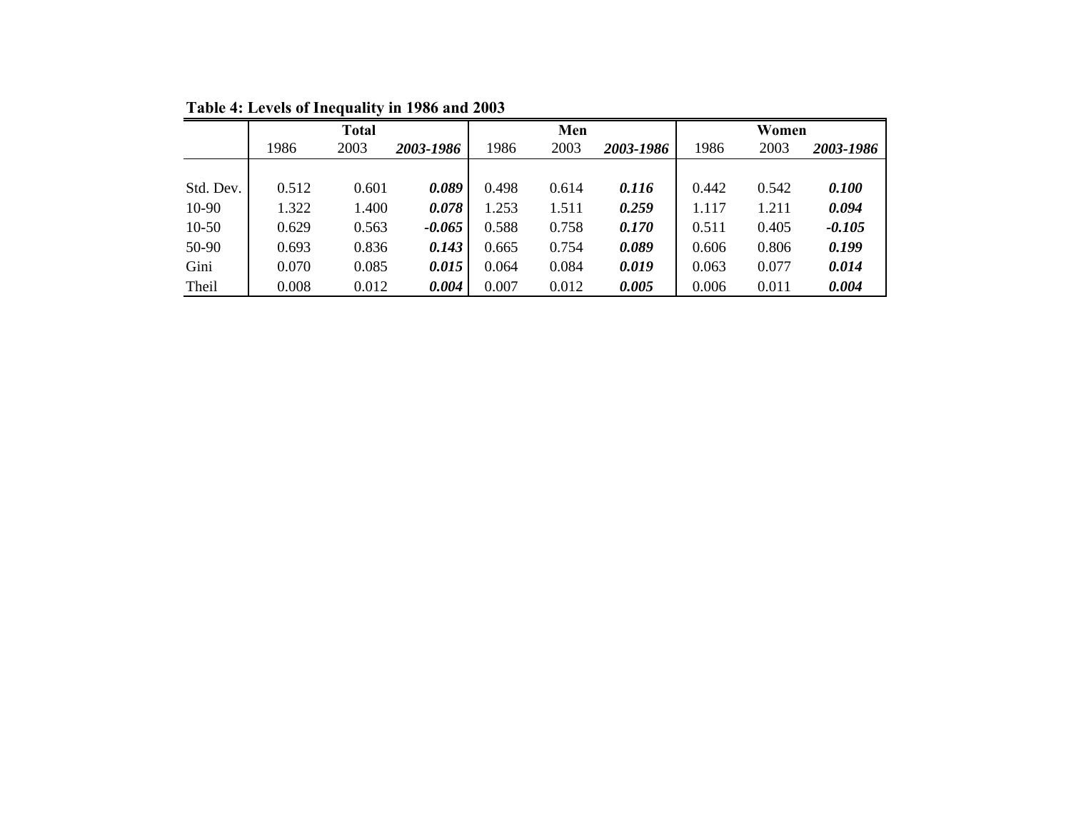**Table 4: Levels of Inequality in 1986 and 2003**

| | Total | | | Men | | | Women | | |
|---|---|---|---|---|---|---|---|---|---|
| | 1986 | 2003 | ***2003-1986*** | 1986 | 2003 | ***2003-1986*** | 1986 | 2003 | ***2003-1986*** |
| Std. Dev. | 0.512 | 0.601 | ***0.089*** | 0.498 | 0.614 | ***0.116*** | 0.442 | 0.542 | ***0.100*** |
| 10-90 | 1.322 | 1.400 | ***0.078*** | 1.253 | 1.511 | ***0.259*** | 1.117 | 1.211 | ***0.094*** |
| 10-50 | 0.629 | 0.563 | ***-0.065*** | 0.588 | 0.758 | ***0.170*** | 0.511 | 0.405 | ***-0.105*** |
| 50-90 | 0.693 | 0.836 | ***0.143*** | 0.665 | 0.754 | ***0.089*** | 0.606 | 0.806 | ***0.199*** |
| Gini | 0.070 | 0.085 | ***0.015*** | 0.064 | 0.084 | ***0.019*** | 0.063 | 0.077 | ***0.014*** |
| Theil | 0.008 | 0.012 | ***0.004*** | 0.007 | 0.012 | ***0.005*** | 0.006 | 0.011 | ***0.004*** |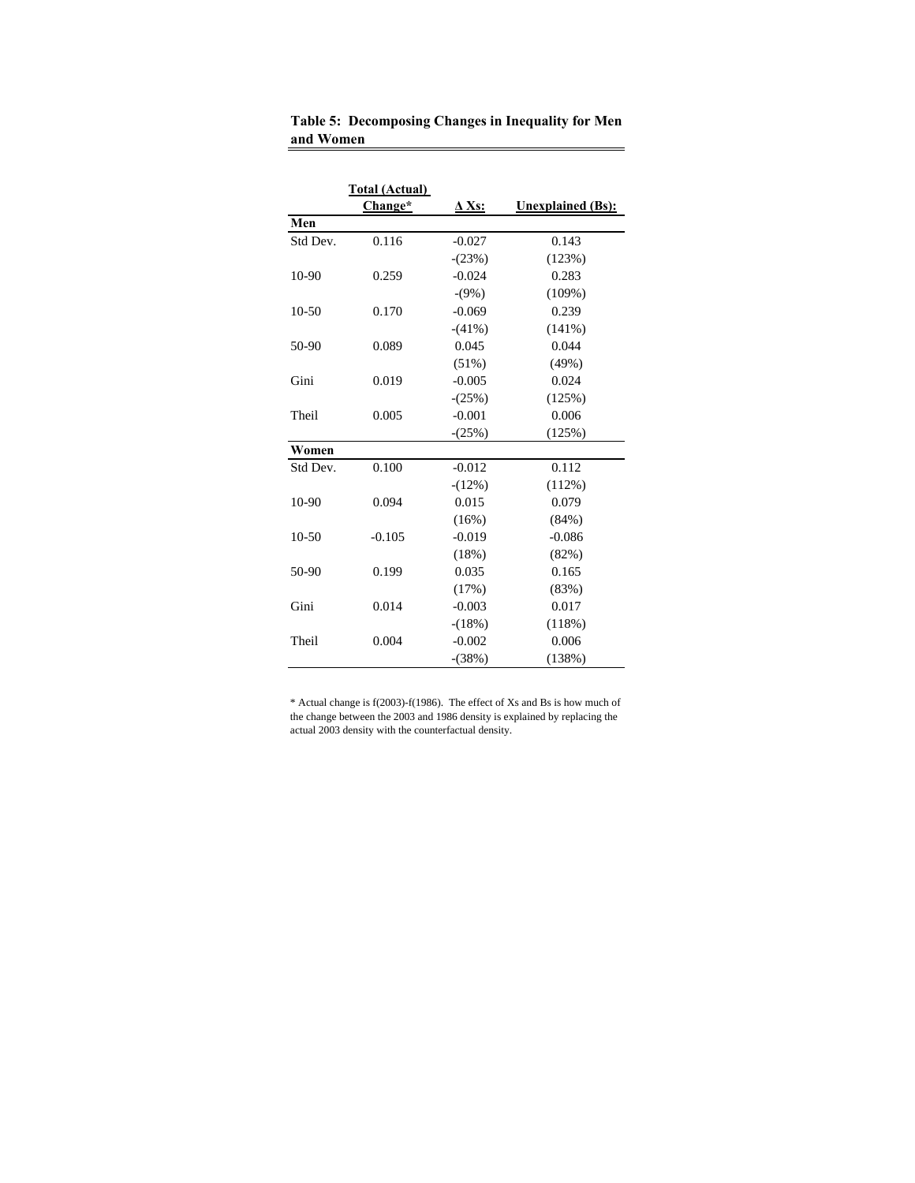**Table 5: Decomposing Changes in Inequality for Men and Women**

| | Total (Actual) Change* | Δ Xs: | Unexplained (Bs): |
|---|---|---|---|
| **Men** | | | |
| Std Dev. | 0.116 | -0.027 | 0.143 |
| | | -(23%) | (123%) |
| 10-90 | 0.259 | -0.024 | 0.283 |
| | | -(9%) | (109%) |
| 10-50 | 0.170 | -0.069 | 0.239 |
| | | -(41%) | (141%) |
| 50-90 | 0.089 | 0.045 | 0.044 |
| | | (51%) | (49%) |
| Gini | 0.019 | -0.005 | 0.024 |
| | | -(25%) | (125%) |
| Theil | 0.005 | -0.001 | 0.006 |
| | | -(25%) | (125%) |
| **Women** | | | |
| Std Dev. | 0.100 | -0.012 | 0.112 |
| | | -(12%) | (112%) |
| 10-90 | 0.094 | 0.015 | 0.079 |
| | | (16%) | (84%) |
| 10-50 | -0.105 | -0.019 | -0.086 |
| | | (18%) | (82%) |
| 50-90 | 0.199 | 0.035 | 0.165 |
| | | (17%) | (83%) |
| Gini | 0.014 | -0.003 | 0.017 |
| | | -(18%) | (118%) |
| Theil | 0.004 | -0.002 | 0.006 |
| | | -(38%) | (138%) |

* Actual change is f(2003)-f(1986). The effect of Xs and Bs is how much of the change between the 2003 and 1986 density is explained by replacing the actual 2003 density with the counterfactual density.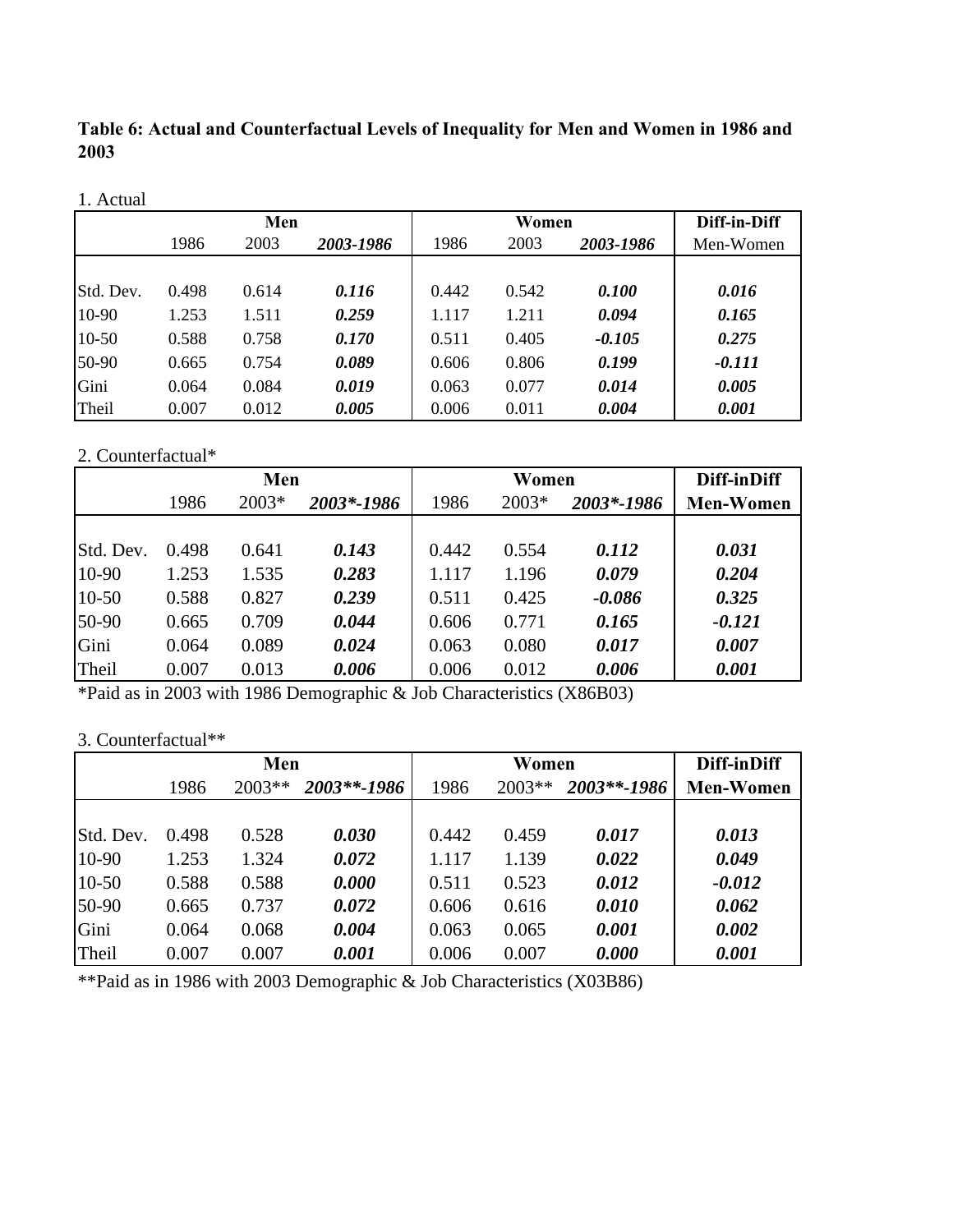**Table 6: Actual and Counterfactual Levels of Inequality for Men and Women in 1986 and 2003**

1. Actual

| | Men | | | Women | | | Diff-in-Diff |
|---|---|---|---|---|---|---|---|
| | 1986 | 2003 | *2003-1986* | 1986 | 2003 | *2003-1986* | Men-Women |
| Std. Dev. | 0.498 | 0.614 | ***0.116*** | 0.442 | 0.542 | ***0.100*** | ***0.016*** |
| 10-90 | 1.253 | 1.511 | ***0.259*** | 1.117 | 1.211 | ***0.094*** | ***0.165*** |
| 10-50 | 0.588 | 0.758 | ***0.170*** | 0.511 | 0.405 | ***-0.105*** | ***0.275*** |
| 50-90 | 0.665 | 0.754 | ***0.089*** | 0.606 | 0.806 | ***0.199*** | ***-0.111*** |
| Gini | 0.064 | 0.084 | ***0.019*** | 0.063 | 0.077 | ***0.014*** | ***0.005*** |
| Theil | 0.007 | 0.012 | ***0.005*** | 0.006 | 0.011 | ***0.004*** | ***0.001*** |

2. Counterfactual*

| | Men | | | Women | | | Diff-inDiff |
|---|---|---|---|---|---|---|---|
| | 1986 | 2003* | *2003*-1986* | 1986 | 2003* | *2003*-1986* | **Men-Women** |
| Std. Dev. | 0.498 | 0.641 | ***0.143*** | 0.442 | 0.554 | ***0.112*** | ***0.031*** |
| 10-90 | 1.253 | 1.535 | ***0.283*** | 1.117 | 1.196 | ***0.079*** | ***0.204*** |
| 10-50 | 0.588 | 0.827 | ***0.239*** | 0.511 | 0.425 | ***-0.086*** | ***0.325*** |
| 50-90 | 0.665 | 0.709 | ***0.044*** | 0.606 | 0.771 | ***0.165*** | ***-0.121*** |
| Gini | 0.064 | 0.089 | ***0.024*** | 0.063 | 0.080 | ***0.017*** | ***0.007*** |
| Theil | 0.007 | 0.013 | ***0.006*** | 0.006 | 0.012 | ***0.006*** | ***0.001*** |

*Paid as in 2003 with 1986 Demographic & Job Characteristics (X86B03)

3. Counterfactual**

| | Men | | | Women | | | Diff-inDiff |
|---|---|---|---|---|---|---|---|
| | 1986 | 2003** | *2003**-1986* | 1986 | 2003** | *2003**-1986* | **Men-Women** |
| Std. Dev. | 0.498 | 0.528 | ***0.030*** | 0.442 | 0.459 | ***0.017*** | ***0.013*** |
| 10-90 | 1.253 | 1.324 | ***0.072*** | 1.117 | 1.139 | ***0.022*** | ***0.049*** |
| 10-50 | 0.588 | 0.588 | ***0.000*** | 0.511 | 0.523 | ***0.012*** | ***-0.012*** |
| 50-90 | 0.665 | 0.737 | ***0.072*** | 0.606 | 0.616 | ***0.010*** | ***0.062*** |
| Gini | 0.064 | 0.068 | ***0.004*** | 0.063 | 0.065 | ***0.001*** | ***0.002*** |
| Theil | 0.007 | 0.007 | ***0.001*** | 0.006 | 0.007 | ***0.000*** | ***0.001*** |

**Paid as in 1986 with 2003 Demographic & Job Characteristics (X03B86)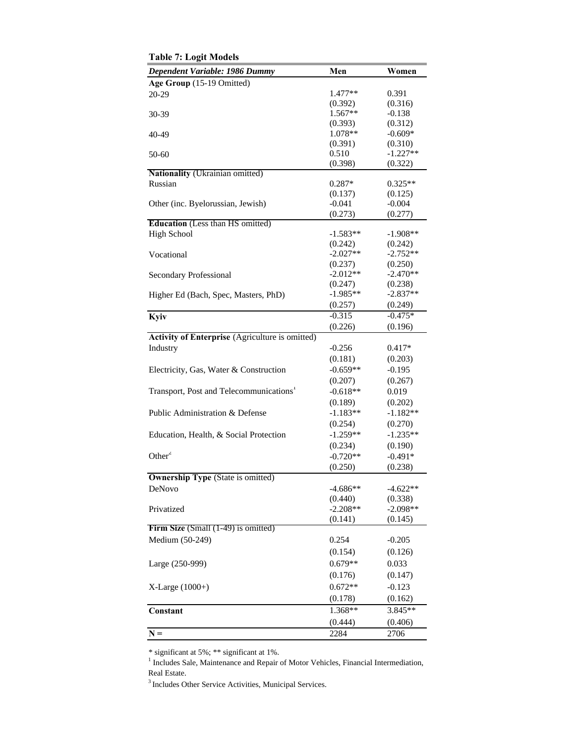**Table 7: Logit Models**

| *Dependent Variable: 1986 Dummy* | Men | Women |
|---|---|---|
| **Age Group** (15-19 Omitted) | | |
| 20-29 | 1.477** | 0.391 |
| | (0.392) | (0.316) |
| 30-39 | 1.567** | -0.138 |
| | (0.393) | (0.312) |
| 40-49 | 1.078** | -0.609* |
| | (0.391) | (0.310) |
| 50-60 | 0.510 | -1.227** |
| | (0.398) | (0.322) |
| **Nationality** (Ukrainian omitted) | | |
| Russian | 0.287* | 0.325** |
| | (0.137) | (0.125) |
| Other (inc. Byelorussian, Jewish) | -0.041 | -0.004 |
| | (0.273) | (0.277) |
| **Education** (Less than HS omitted) | | |
| High School | -1.583** | -1.908** |
| | (0.242) | (0.242) |
| Vocational | -2.027** | -2.752** |
| | (0.237) | (0.250) |
| Secondary Professional | -2.012** | -2.470** |
| | (0.247) | (0.238) |
| Higher Ed (Bach, Spec, Masters, PhD) | -1.985** | -2.837** |
| | (0.257) | (0.249) |
| **Kyiv** | -0.315 | -0.475* |
| | (0.226) | (0.196) |
| **Activity of Enterprise** (Agriculture is omitted) | | |
| Industry | -0.256 | 0.417* |
| | (0.181) | (0.203) |
| Electricity, Gas, Water & Construction | -0.659** | -0.195 |
| | (0.207) | (0.267) |
| Transport, Post and Telecommunications[1] | -0.618** | 0.019 |
| | (0.189) | (0.202) |
| Public Administration & Defense | -1.183** | -1.182** |
| | (0.254) | (0.270) |
| Education, Health, & Social Protection | -1.259** | -1.235** |
| | (0.234) | (0.190) |
| Other[2] | -0.720** | -0.491* |
| | (0.250) | (0.238) |
| **Ownership Type** (State is omitted) | | |
| DeNovo | -4.686** | -4.622** |
| | (0.440) | (0.338) |
| Privatized | -2.208** | -2.098** |
| | (0.141) | (0.145) |
| **Firm Size** (Small (1-49) is omitted) | | |
| Medium (50-249) | 0.254 | -0.205 |
| | (0.154) | (0.126) |
| Large (250-999) | 0.679** | 0.033 |
| | (0.176) | (0.147) |
| X-Large (1000+) | 0.672** | -0.123 |
| | (0.178) | (0.162) |
| **Constant** | 1.368** | 3.845** |
| | (0.444) | (0.406) |
| **N =** | 2284 | 2706 |

\* significant at 5%; ** significant at 1%.

[1] Includes Sale, Maintenance and Repair of Motor Vehicles, Financial Intermediation, Real Estate.

[3] Includes Other Service Activities, Municipal Services.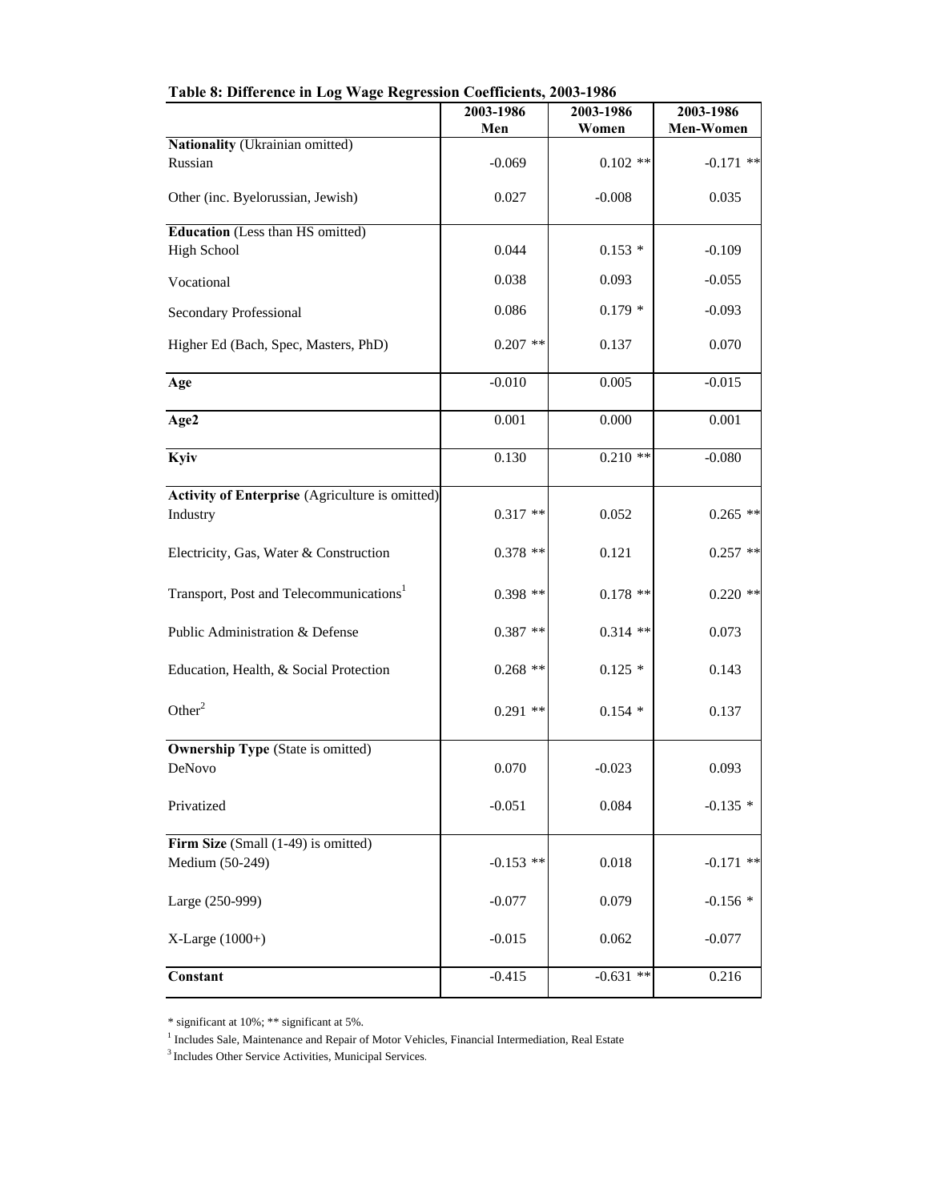**Table 8: Difference in Log Wage Regression Coefficients, 2003-1986**

| | 2003-1986 Men | 2003-1986 Women | 2003-1986 Men-Women |
|---|---|---|---|
| **Nationality** (Ukrainian omitted) | | | |
| Russian | -0.069 | 0.102 ** | -0.171 ** |
| Other (inc. Byelorussian, Jewish) | 0.027 | -0.008 | 0.035 |
| **Education** (Less than HS omitted) | | | |
| High School | 0.044 | 0.153 * | -0.109 |
| Vocational | 0.038 | 0.093 | -0.055 |
| Secondary Professional | 0.086 | 0.179 * | -0.093 |
| Higher Ed (Bach, Spec, Masters, PhD) | 0.207 ** | 0.137 | 0.070 |
| **Age** | -0.010 | 0.005 | -0.015 |
| **Age2** | 0.001 | 0.000 | 0.001 |
| **Kyiv** | 0.130 | 0.210 ** | -0.080 |
| **Activity of Enterprise** (Agriculture is omitted) | | | |
| Industry | 0.317 ** | 0.052 | 0.265 ** |
| Electricity, Gas, Water & Construction | 0.378 ** | 0.121 | 0.257 ** |
| Transport, Post and Telecommunications[1] | 0.398 ** | 0.178 ** | 0.220 ** |
| Public Administration & Defense | 0.387 ** | 0.314 ** | 0.073 |
| Education, Health, & Social Protection | 0.268 ** | 0.125 * | 0.143 |
| Other[2] | 0.291 ** | 0.154 * | 0.137 |
| **Ownership Type** (State is omitted) | | | |
| DeNovo | 0.070 | -0.023 | 0.093 |
| Privatized | -0.051 | 0.084 | -0.135 * |
| **Firm Size** (Small (1-49) is omitted) | | | |
| Medium (50-249) | -0.153 ** | 0.018 | -0.171 ** |
| Large (250-999) | -0.077 | 0.079 | -0.156 * |
| X-Large (1000+) | -0.015 | 0.062 | -0.077 |
| **Constant** | -0.415 | -0.631 ** | 0.216 |

* significant at 10%; ** significant at 5%.

[1] Includes Sale, Maintenance and Repair of Motor Vehicles, Financial Intermediation, Real Estate

[3] Includes Other Service Activities, Municipal Services.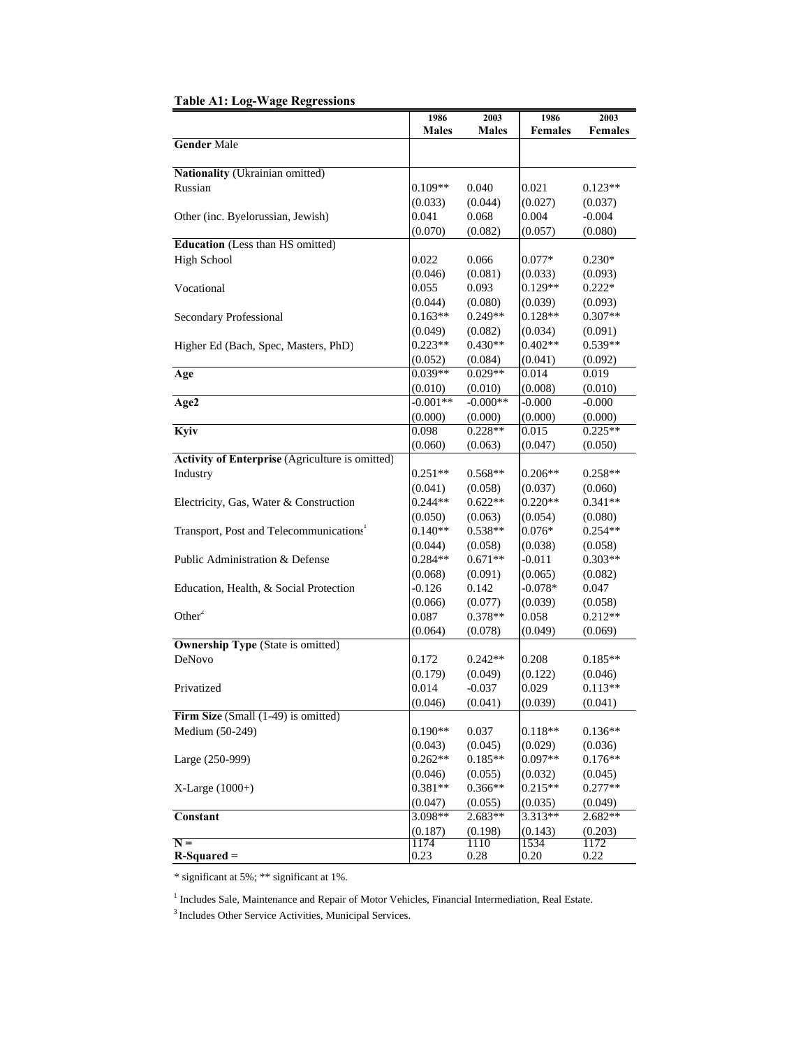**Table A1: Log-Wage Regressions**

| | 1986 Males | 2003 Males | 1986 Females | 2003 Females |
|---|---|---|---|---|
| **Gender** Male | | | | |
| **Nationality** (Ukrainian omitted) | | | | |
| Russian | 0.109** | 0.040 | 0.021 | 0.123** |
| | (0.033) | (0.044) | (0.027) | (0.037) |
| Other (inc. Byelorussian, Jewish) | 0.041 | 0.068 | 0.004 | -0.004 |
| | (0.070) | (0.082) | (0.057) | (0.080) |
| **Education** (Less than HS omitted) | | | | |
| High School | 0.022 | 0.066 | 0.077* | 0.230* |
| | (0.046) | (0.081) | (0.033) | (0.093) |
| Vocational | 0.055 | 0.093 | 0.129** | 0.222* |
| | (0.044) | (0.080) | (0.039) | (0.093) |
| Secondary Professional | 0.163** | 0.249** | 0.128** | 0.307** |
| | (0.049) | (0.082) | (0.034) | (0.091) |
| Higher Ed (Bach, Spec, Masters, PhD) | 0.223** | 0.430** | 0.402** | 0.539** |
| | (0.052) | (0.084) | (0.041) | (0.092) |
| **Age** | 0.039** | 0.029** | 0.014 | 0.019 |
| | (0.010) | (0.010) | (0.008) | (0.010) |
| **Age2** | -0.001** | -0.000** | -0.000 | -0.000 |
| | (0.000) | (0.000) | (0.000) | (0.000) |
| **Kyiv** | 0.098 | 0.228** | 0.015 | 0.225** |
| | (0.060) | (0.063) | (0.047) | (0.050) |
| **Activity of Enterprise** (Agriculture is omitted) | | | | |
| Industry | 0.251** | 0.568** | 0.206** | 0.258** |
| | (0.041) | (0.058) | (0.037) | (0.060) |
| Electricity, Gas, Water & Construction | 0.244** | 0.622** | 0.220** | 0.341** |
| | (0.050) | (0.063) | (0.054) | (0.080) |
| Transport, Post and Telecommunications[1] | 0.140** | 0.538** | 0.076* | 0.254** |
| | (0.044) | (0.058) | (0.038) | (0.058) |
| Public Administration & Defense | 0.284** | 0.671** | -0.011 | 0.303** |
| | (0.068) | (0.091) | (0.065) | (0.082) |
| Education, Health, & Social Protection | -0.126 | 0.142 | -0.078* | 0.047 |
| | (0.066) | (0.077) | (0.039) | (0.058) |
| Other[2] | 0.087 | 0.378** | 0.058 | 0.212** |
| | (0.064) | (0.078) | (0.049) | (0.069) |
| **Ownership Type** (State is omitted) | | | | |
| DeNovo | 0.172 | 0.242** | 0.208 | 0.185** |
| | (0.179) | (0.049) | (0.122) | (0.046) |
| Privatized | 0.014 | -0.037 | 0.029 | 0.113** |
| | (0.046) | (0.041) | (0.039) | (0.041) |
| **Firm Size** (Small (1-49) is omitted) | | | | |
| Medium (50-249) | 0.190** | 0.037 | 0.118** | 0.136** |
| | (0.043) | (0.045) | (0.029) | (0.036) |
| Large (250-999) | 0.262** | 0.185** | 0.097** | 0.176** |
| | (0.046) | (0.055) | (0.032) | (0.045) |
| X-Large (1000+) | 0.381** | 0.366** | 0.215** | 0.277** |
| | (0.047) | (0.055) | (0.035) | (0.049) |
| **Constant** | 3.098** | 2.683** | 3.313** | 2.682** |
| | (0.187) | (0.198) | (0.143) | (0.203) |
| **N =** | 1174 | 1110 | 1534 | 1172 |
| **R-Squared =** | 0.23 | 0.28 | 0.20 | 0.22 |

\* significant at 5%; ** significant at 1%.

[1] Includes Sale, Maintenance and Repair of Motor Vehicles, Financial Intermediation, Real Estate.

[3] Includes Other Service Activities, Municipal Services.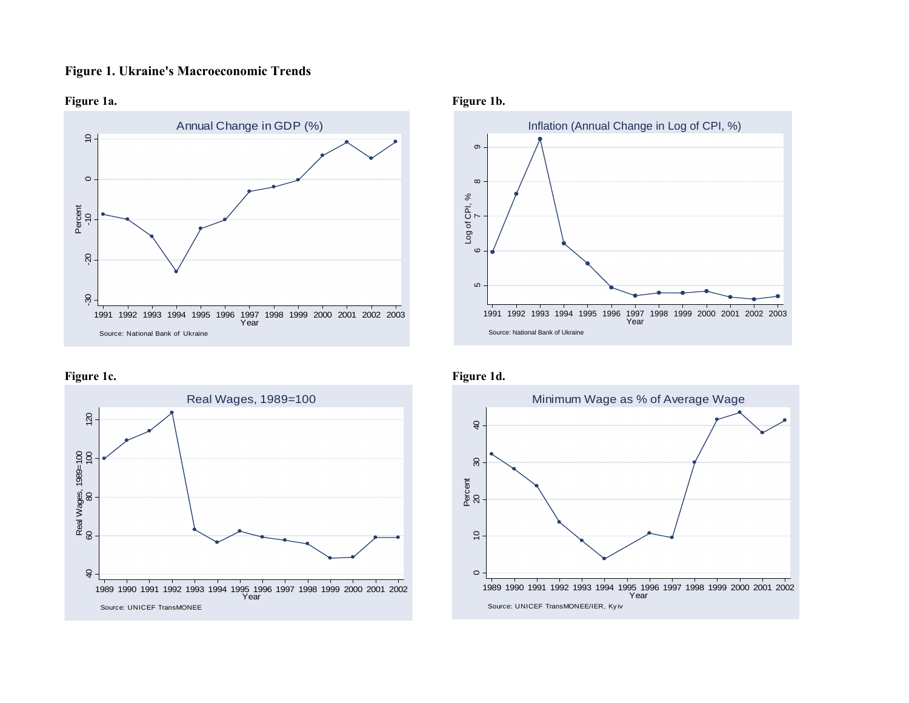**Figure 1. Ukraine's Macroeconomic Trends**

**Figure 1a.**

Annual Change in GDP (%)

Source: National Bank of Ukraine

**Figure 1b.**

Inflation (Annual Change in Log of CPI, %)

Source: National Bank of Ukraine

**Figure 1c.**

Real Wages, 1989=100

Source: UNICEF TransMONEE

**Figure 1d.**

Minimum Wage as % of Average Wage

Source: UNICEF TransMONEE/IER, Kyiv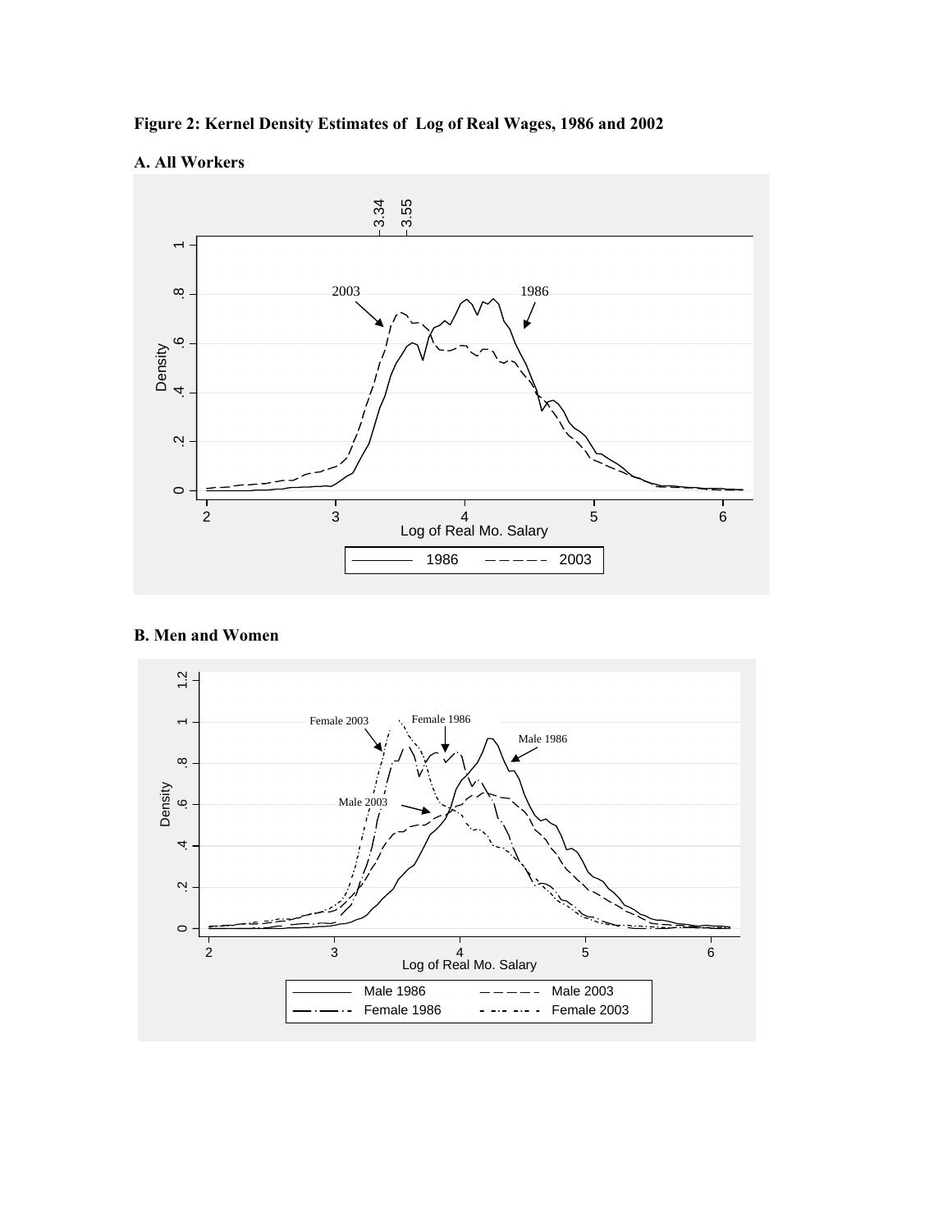**Figure 2: Kernel Density Estimates of Log of Real Wages, 1986 and 2002**

**A. All Workers**

**B. Men and Women**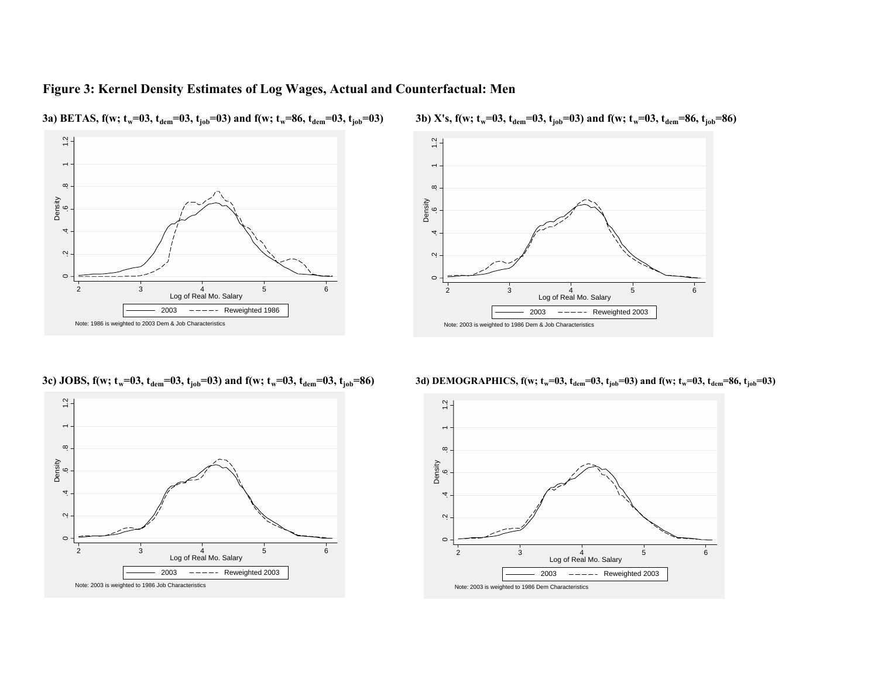# Figure 3: Kernel Density Estimates of Log Wages, Actual and Counterfactual: Men

**3a) BETAS, $f(w; t_w=03, t_{dem}=03, t_{job}=03)$ and $f(w; t_w=86, t_{dem}=03, t_{job}=03)$**

Note: 1986 is weighted to 2003 Dem & Job Characteristics

**3b) X's, $f(w; t_w=03, t_{dem}=03, t_{job}=03)$ and $f(w; t_w=03, t_{dem}=86, t_{job}=86)$**

Note: 2003 is weighted to 1986 Dem & Job Characteristics

**3c) JOBS, $f(w; t_w=03, t_{dem}=03, t_{job}=03)$ and $f(w; t_w=03, t_{dem}=03, t_{job}=86)$**

Note: 2003 is weighted to 1986 Job Characteristics

**3d) DEMOGRAPHICS, $f(w; t_w=03, t_{dem}=03, t_{job}=03)$ and $f(w; t_w=03, t_{dem}=86, t_{job}=03)$**

Note: 2003 is weighted to 1986 Dem Characteristics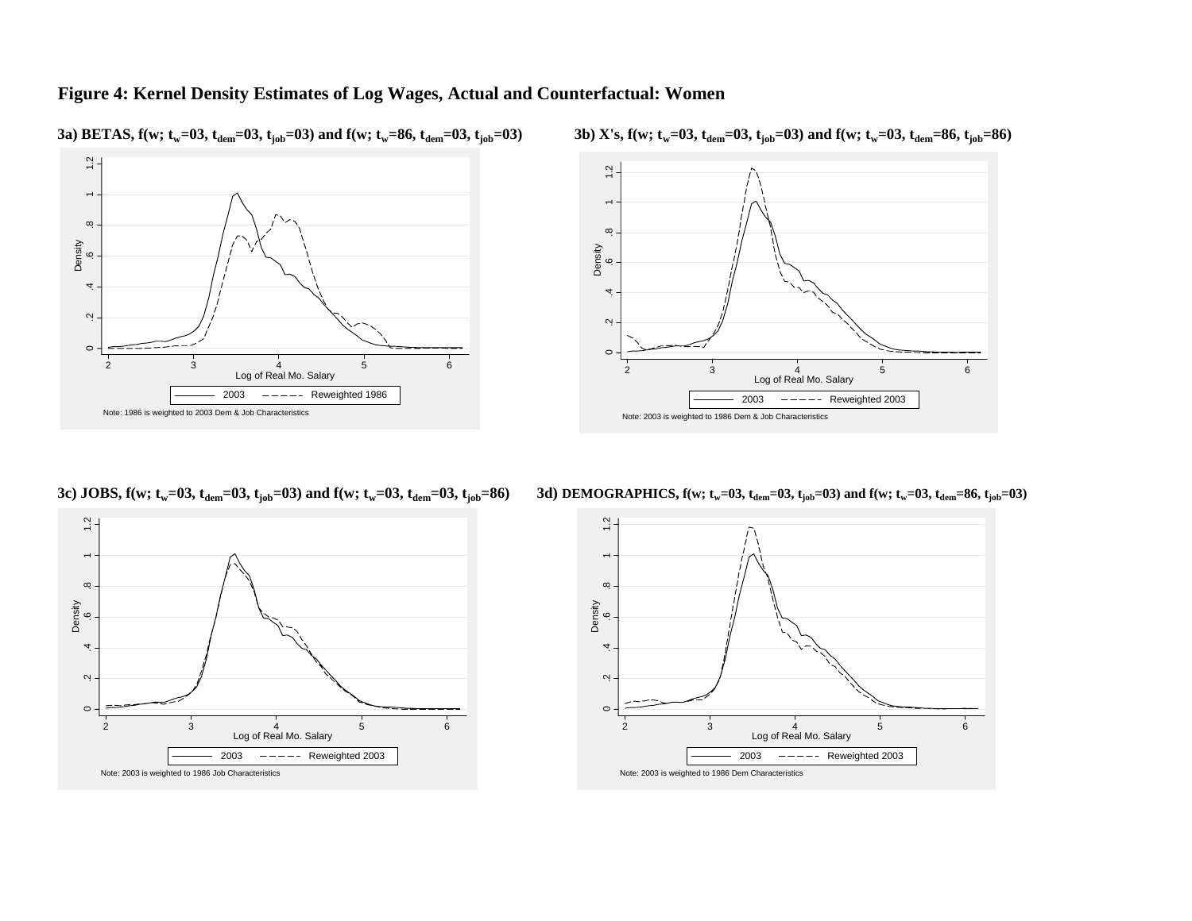**Figure 4: Kernel Density Estimates of Log Wages, Actual and Counterfactual: Women**

**3a) BETAS, $f(w; t_w=03, t_{dem}=03, t_{job}=03)$ and $f(w; t_w=86, t_{dem}=03, t_{job}=03)$**

Density

0 .2 .4 .6 .8 1 1.2

2 3 4 5 6

Log of Real Mo. Salary

2003 Reweighted 1986

Note: 1986 is weighted to 2003 Dem & Job Characteristics

**3b) X's, $f(w; t_w=03, t_{dem}=03, t_{job}=03)$ and $f(w; t_w=03, t_{dem}=86, t_{job}=86)$**

Density

0 .2 .4 .6 .8 1 1.2

2 3 4 5 6

Log of Real Mo. Salary

2003 Reweighted 2003

Note: 2003 is weighted to 1986 Dem & Job Characteristics

**3c) JOBS, $f(w; t_w=03, t_{dem}=03, t_{job}=03)$ and $f(w; t_w=03, t_{dem}=03, t_{job}=86)$**

Density

0 .2 .4 .6 .8 1 1.2

2 3 4 5 6

Log of Real Mo. Salary

2003 Reweighted 2003

Note: 2003 is weighted to 1986 Job Characteristics

**3d) DEMOGRAPHICS, $f(w; t_w=03, t_{dem}=03, t_{job}=03)$ and $f(w; t_w=03, t_{dem}=86, t_{job}=03)$**

Density

0 .2 .4 .6 .8 1 1.2

2 3 4 5 6

Log of Real Mo. Salary

2003 Reweighted 2003

Note: 2003 is weighted to 1986 Dem Characteristics